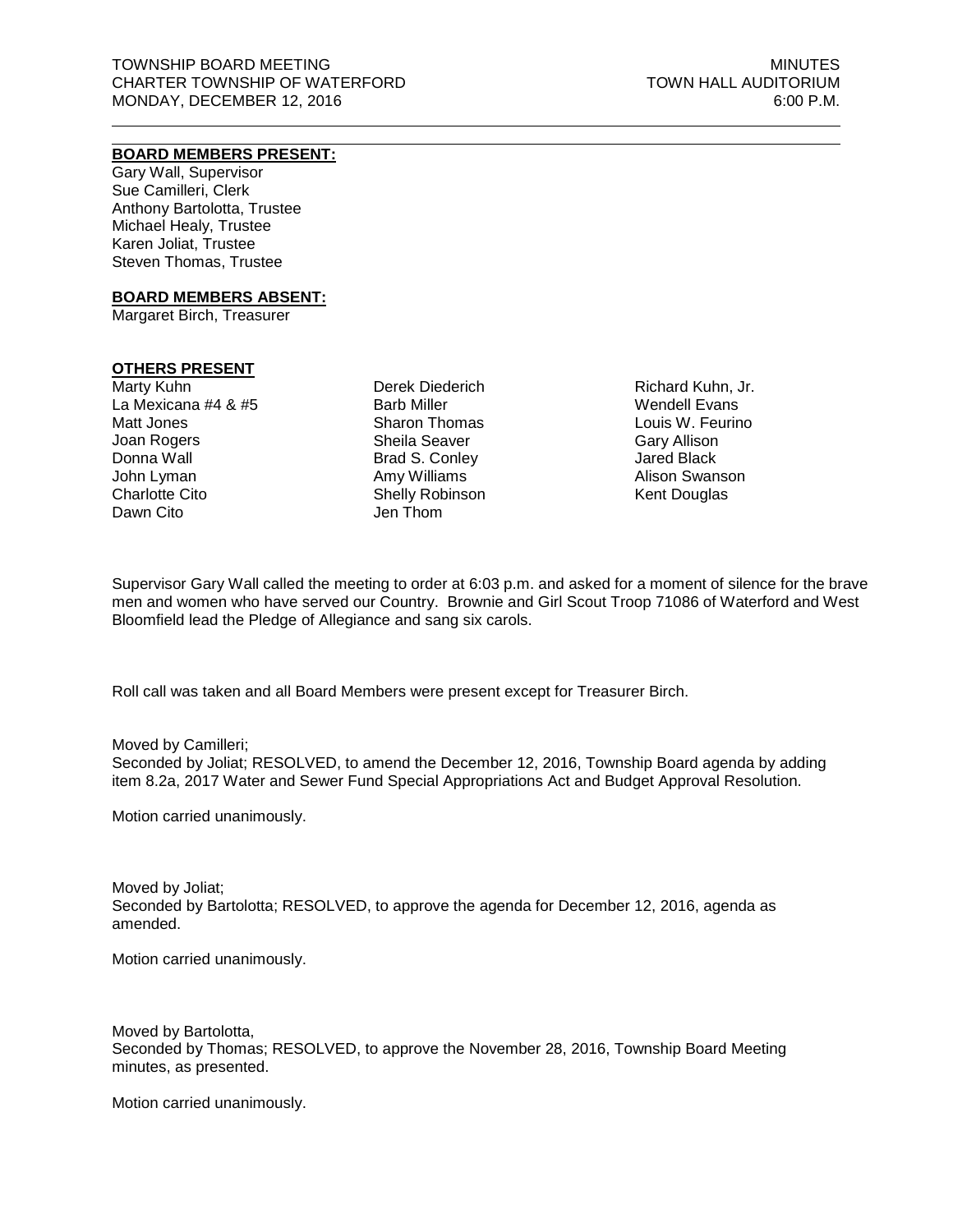TOWNSHIP BOARD MEETING
CHARTER TOWNSHIP OF WATERFORD
MONDAY, DECEMBER 12, 2016

MINUTES
TOWN HALL AUDITORIUM
6:00 P.M.

---

**BOARD MEMBERS PRESENT:**

Gary Wall, Supervisor
Sue Camilleri, Clerk
Anthony Bartolotta, Trustee
Michael Healy, Trustee
Karen Joliat, Trustee
Steven Thomas, Trustee

**BOARD MEMBERS ABSENT:**

Margaret Birch, Treasurer

**OTHERS PRESENT**

Marty Kuhn
La Mexicana #4 & #5
Matt Jones
Joan Rogers
Donna Wall
John Lyman
Charlotte Cito
Dawn Cito
Derek Diederich
Barb Miller
Sharon Thomas
Sheila Seaver
Brad S. Conley
Amy Williams
Shelly Robinson
Jen Thom
Richard Kuhn, Jr.
Wendell Evans
Louis W. Feurino
Gary Allison
Jared Black
Alison Swanson
Kent Douglas

Supervisor Gary Wall called the meeting to order at 6:03 p.m. and asked for a moment of silence for the brave men and women who have served our Country. Brownie and Girl Scout Troop 71086 of Waterford and West Bloomfield lead the Pledge of Allegiance and sang six carols.

Roll call was taken and all Board Members were present except for Treasurer Birch.

Moved by Camilleri;
Seconded by Joliat; RESOLVED, to amend the December 12, 2016, Township Board agenda by adding item 8.2a, 2017 Water and Sewer Fund Special Appropriations Act and Budget Approval Resolution.

Motion carried unanimously.

Moved by Joliat;
Seconded by Bartolotta; RESOLVED, to approve the agenda for December 12, 2016, agenda as amended.

Motion carried unanimously.

Moved by Bartolotta,
Seconded by Thomas; RESOLVED, to approve the November 28, 2016, Township Board Meeting minutes, as presented.

Motion carried unanimously.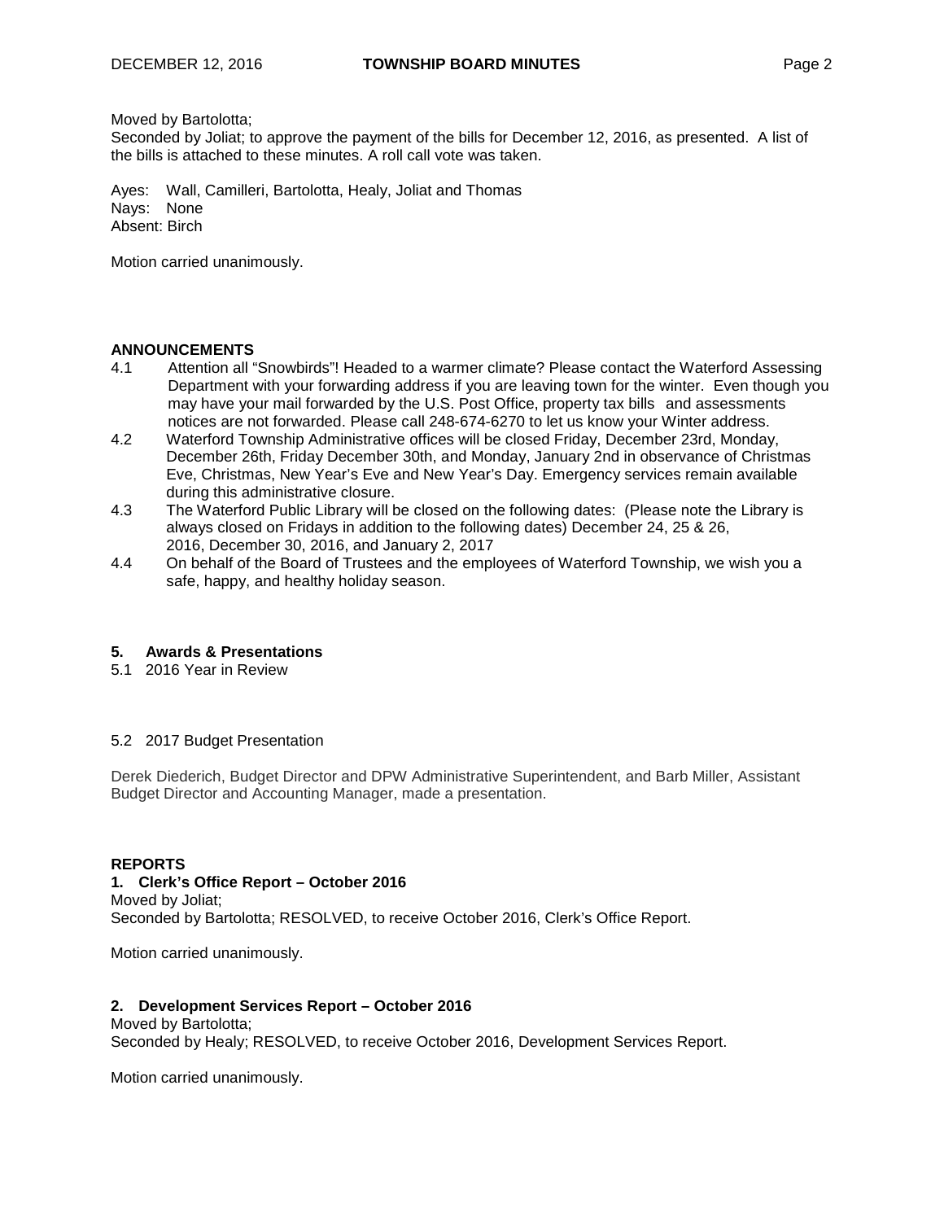Moved by Bartolotta;
Seconded by Joliat; to approve the payment of the bills for December 12, 2016, as presented. A list of the bills is attached to these minutes. A roll call vote was taken.

Ayes: Wall, Camilleri, Bartolotta, Healy, Joliat and Thomas
Nays: None
Absent: Birch

Motion carried unanimously.

## ANNOUNCEMENTS

4.1 Attention all "Snowbirds"! Headed to a warmer climate? Please contact the Waterford Assessing Department with your forwarding address if you are leaving town for the winter. Even though you may have your mail forwarded by the U.S. Post Office, property tax bills and assessments notices are not forwarded. Please call 248-674-6270 to let us know your Winter address.

4.2 Waterford Township Administrative offices will be closed Friday, December 23rd, Monday, December 26th, Friday December 30th, and Monday, January 2nd in observance of Christmas Eve, Christmas, New Year's Eve and New Year's Day. Emergency services remain available during this administrative closure.

4.3 The Waterford Public Library will be closed on the following dates: (Please note the Library is always closed on Fridays in addition to the following dates) December 24, 25 & 26, 2016, December 30, 2016, and January 2, 2017

4.4 On behalf of the Board of Trustees and the employees of Waterford Township, we wish you a safe, happy, and healthy holiday season.

## 5. Awards & Presentations

5.1 2016 Year in Review

5.2 2017 Budget Presentation

Derek Diederich, Budget Director and DPW Administrative Superintendent, and Barb Miller, Assistant Budget Director and Accounting Manager, made a presentation.

## REPORTS

### 1. Clerk's Office Report – October 2016

Moved by Joliat;
Seconded by Bartolotta; RESOLVED, to receive October 2016, Clerk's Office Report.

Motion carried unanimously.

### 2. Development Services Report – October 2016

Moved by Bartolotta;
Seconded by Healy; RESOLVED, to receive October 2016, Development Services Report.

Motion carried unanimously.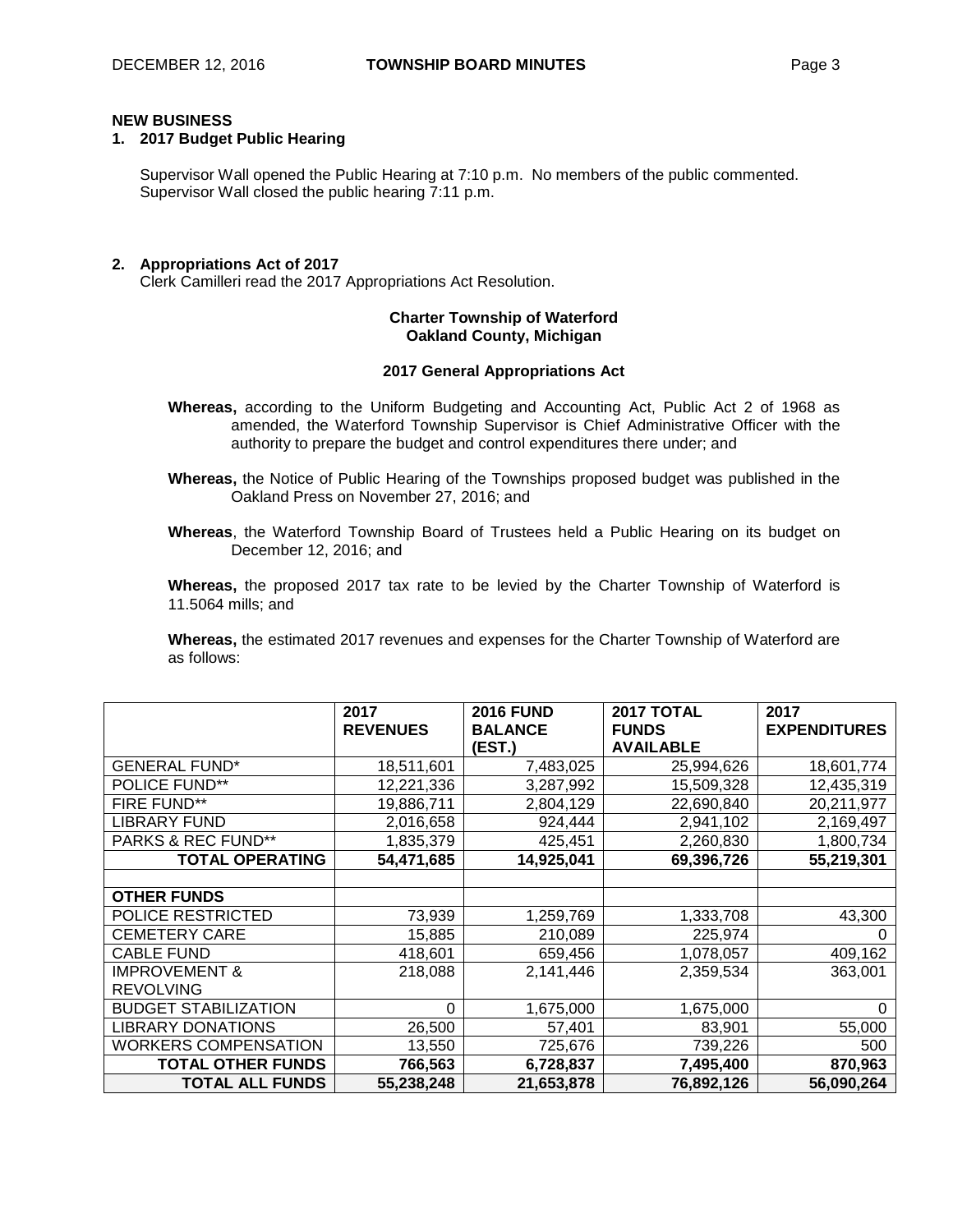**NEW BUSINESS**

**1. 2017 Budget Public Hearing**

Supervisor Wall opened the Public Hearing at 7:10 p.m. No members of the public commented. Supervisor Wall closed the public hearing 7:11 p.m.

**2. Appropriations Act of 2017**

Clerk Camilleri read the 2017 Appropriations Act Resolution.

**Charter Township of Waterford**
**Oakland County, Michigan**

**2017 General Appropriations Act**

**Whereas,** according to the Uniform Budgeting and Accounting Act, Public Act 2 of 1968 as amended, the Waterford Township Supervisor is Chief Administrative Officer with the authority to prepare the budget and control expenditures there under; and

**Whereas,** the Notice of Public Hearing of the Townships proposed budget was published in the Oakland Press on November 27, 2016; and

**Whereas**, the Waterford Township Board of Trustees held a Public Hearing on its budget on December 12, 2016; and

**Whereas,** the proposed 2017 tax rate to be levied by the Charter Township of Waterford is 11.5064 mills; and

**Whereas,** the estimated 2017 revenues and expenses for the Charter Township of Waterford are as follows:

| | **2017 REVENUES** | **2016 FUND BALANCE (EST.)** | **2017 TOTAL FUNDS AVAILABLE** | **2017 EXPENDITURES** |
|---|---|---|---|---|
| GENERAL FUND* | 18,511,601 | 7,483,025 | 25,994,626 | 18,601,774 |
| POLICE FUND** | 12,221,336 | 3,287,992 | 15,509,328 | 12,435,319 |
| FIRE FUND** | 19,886,711 | 2,804,129 | 22,690,840 | 20,211,977 |
| LIBRARY FUND | 2,016,658 | 924,444 | 2,941,102 | 2,169,497 |
| PARKS & REC FUND** | 1,835,379 | 425,451 | 2,260,830 | 1,800,734 |
| **TOTAL OPERATING** | **54,471,685** | **14,925,041** | **69,396,726** | **55,219,301** |
| | | | | |
| **OTHER FUNDS** | | | | |
| POLICE RESTRICTED | 73,939 | 1,259,769 | 1,333,708 | 43,300 |
| CEMETERY CARE | 15,885 | 210,089 | 225,974 | 0 |
| CABLE FUND | 418,601 | 659,456 | 1,078,057 | 409,162 |
| IMPROVEMENT & REVOLVING | 218,088 | 2,141,446 | 2,359,534 | 363,001 |
| BUDGET STABILIZATION | 0 | 1,675,000 | 1,675,000 | 0 |
| LIBRARY DONATIONS | 26,500 | 57,401 | 83,901 | 55,000 |
| WORKERS COMPENSATION | 13,550 | 725,676 | 739,226 | 500 |
| **TOTAL OTHER FUNDS** | **766,563** | **6,728,837** | **7,495,400** | **870,963** |
| **TOTAL ALL FUNDS** | **55,238,248** | **21,653,878** | **76,892,126** | **56,090,264** |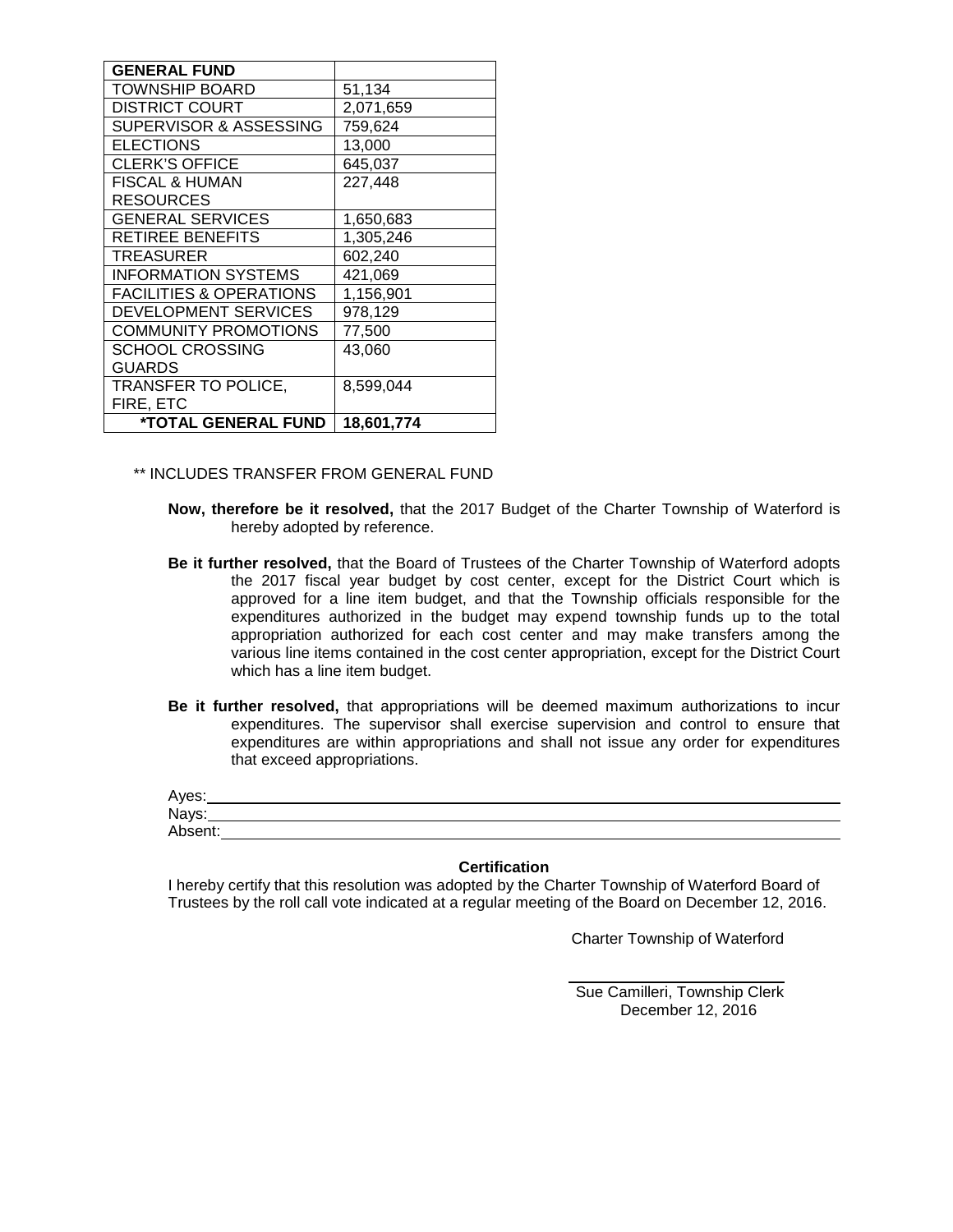| GENERAL FUND | |
| --- | --- |
| TOWNSHIP BOARD | 51,134 |
| DISTRICT COURT | 2,071,659 |
| SUPERVISOR & ASSESSING | 759,624 |
| ELECTIONS | 13,000 |
| CLERK'S OFFICE | 645,037 |
| FISCAL & HUMAN RESOURCES | 227,448 |
| GENERAL SERVICES | 1,650,683 |
| RETIREE BENEFITS | 1,305,246 |
| TREASURER | 602,240 |
| INFORMATION SYSTEMS | 421,069 |
| FACILITIES & OPERATIONS | 1,156,901 |
| DEVELOPMENT SERVICES | 978,129 |
| COMMUNITY PROMOTIONS | 77,500 |
| SCHOOL CROSSING GUARDS | 43,060 |
| TRANSFER TO POLICE, FIRE, ETC | 8,599,044 |
| **\*TOTAL GENERAL FUND** | **18,601,774** |

** INCLUDES TRANSFER FROM GENERAL FUND

**Now, therefore be it resolved,** that the 2017 Budget of the Charter Township of Waterford is hereby adopted by reference.

**Be it further resolved,** that the Board of Trustees of the Charter Township of Waterford adopts the 2017 fiscal year budget by cost center, except for the District Court which is approved for a line item budget, and that the Township officials responsible for the expenditures authorized in the budget may expend township funds up to the total appropriation authorized for each cost center and may make transfers among the various line items contained in the cost center appropriation, except for the District Court which has a line item budget.

**Be it further resolved,** that appropriations will be deemed maximum authorizations to incur expenditures. The supervisor shall exercise supervision and control to ensure that expenditures are within appropriations and shall not issue any order for expenditures that exceed appropriations.

Ayes: ______________________________

Nays: ______________________________

Absent: ______________________________

**Certification**

I hereby certify that this resolution was adopted by the Charter Township of Waterford Board of Trustees by the roll call vote indicated at a regular meeting of the Board on December 12, 2016.

Charter Township of Waterford

______________________________

Sue Camilleri, Township Clerk
December 12, 2016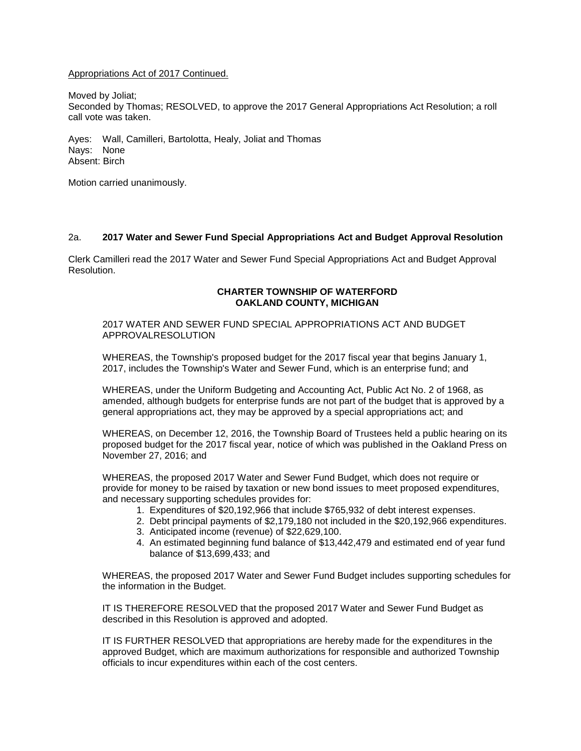Appropriations Act of 2017 Continued.

Moved by Joliat;
Seconded by Thomas; RESOLVED, to approve the 2017 General Appropriations Act Resolution; a roll call vote was taken.

Ayes: Wall, Camilleri, Bartolotta, Healy, Joliat and Thomas
Nays: None
Absent: Birch

Motion carried unanimously.

2a. **2017 Water and Sewer Fund Special Appropriations Act and Budget Approval Resolution**

Clerk Camilleri read the 2017 Water and Sewer Fund Special Appropriations Act and Budget Approval Resolution.

**CHARTER TOWNSHIP OF WATERFORD**
**OAKLAND COUNTY, MICHIGAN**

2017 WATER AND SEWER FUND SPECIAL APPROPRIATIONS ACT AND BUDGET APPROVALRESOLUTION

WHEREAS, the Township's proposed budget for the 2017 fiscal year that begins January 1, 2017, includes the Township's Water and Sewer Fund, which is an enterprise fund; and

WHEREAS, under the Uniform Budgeting and Accounting Act, Public Act No. 2 of 1968, as amended, although budgets for enterprise funds are not part of the budget that is approved by a general appropriations act, they may be approved by a special appropriations act; and

WHEREAS, on December 12, 2016, the Township Board of Trustees held a public hearing on its proposed budget for the 2017 fiscal year, notice of which was published in the Oakland Press on November 27, 2016; and

WHEREAS, the proposed 2017 Water and Sewer Fund Budget, which does not require or provide for money to be raised by taxation or new bond issues to meet proposed expenditures, and necessary supporting schedules provides for:

1. Expenditures of $20,192,966 that include $765,932 of debt interest expenses.
2. Debt principal payments of $2,179,180 not included in the $20,192,966 expenditures.
3. Anticipated income (revenue) of $22,629,100.
4. An estimated beginning fund balance of $13,442,479 and estimated end of year fund balance of $13,699,433; and

WHEREAS, the proposed 2017 Water and Sewer Fund Budget includes supporting schedules for the information in the Budget.

IT IS THEREFORE RESOLVED that the proposed 2017 Water and Sewer Fund Budget as described in this Resolution is approved and adopted.

IT IS FURTHER RESOLVED that appropriations are hereby made for the expenditures in the approved Budget, which are maximum authorizations for responsible and authorized Township officials to incur expenditures within each of the cost centers.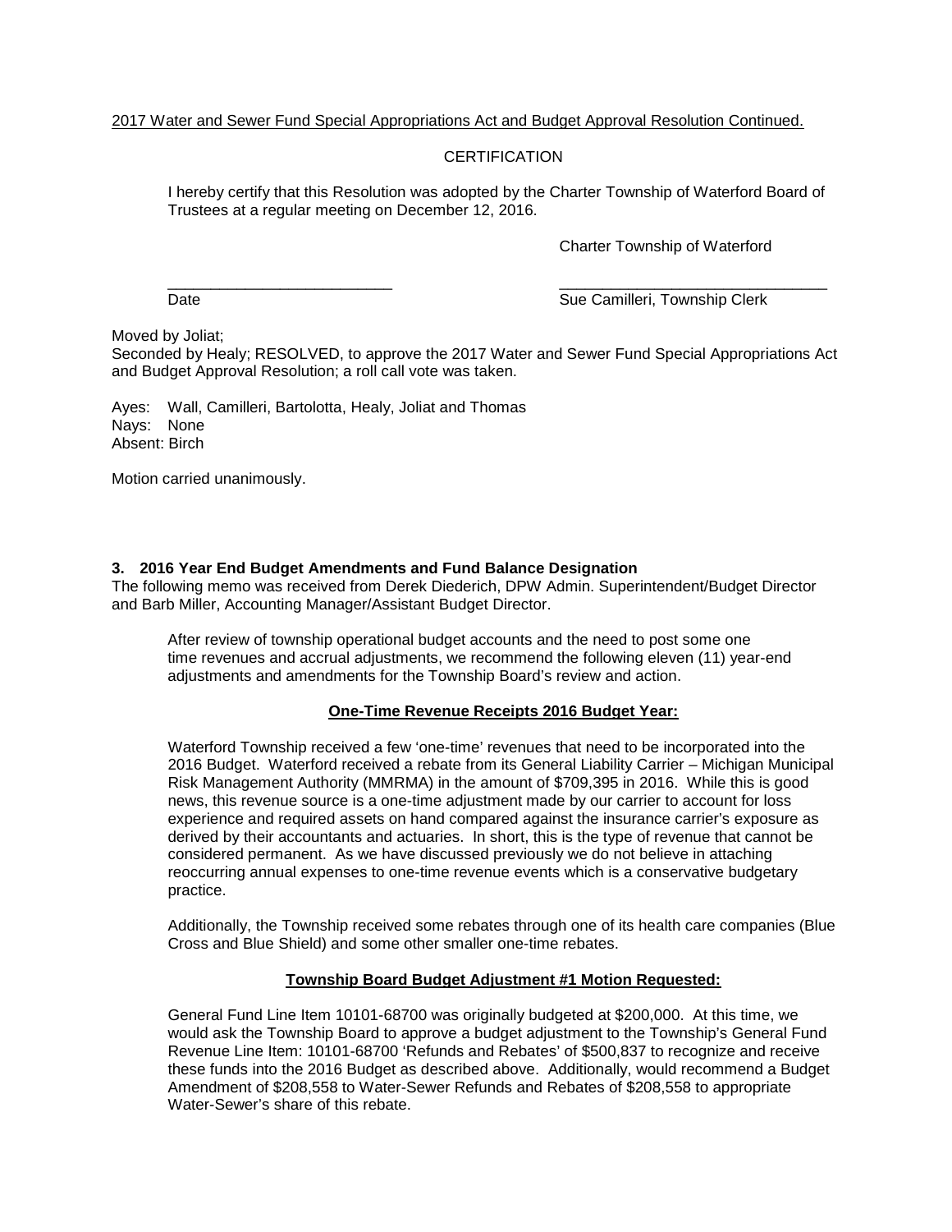2017 Water and Sewer Fund Special Appropriations Act and Budget Approval Resolution Continued.

CERTIFICATION

I hereby certify that this Resolution was adopted by the Charter Township of Waterford Board of Trustees at a regular meeting on December 12, 2016.

Charter Township of Waterford

| ___________________________ | ________________________________ |
|---|---|
| Date | Sue Camilleri, Township Clerk |

Moved by Joliat;
Seconded by Healy; RESOLVED, to approve the 2017 Water and Sewer Fund Special Appropriations Act and Budget Approval Resolution; a roll call vote was taken.

Ayes: Wall, Camilleri, Bartolotta, Healy, Joliat and Thomas
Nays: None
Absent: Birch

Motion carried unanimously.

**3. 2016 Year End Budget Amendments and Fund Balance Designation**

The following memo was received from Derek Diederich, DPW Admin. Superintendent/Budget Director and Barb Miller, Accounting Manager/Assistant Budget Director.

After review of township operational budget accounts and the need to post some one time revenues and accrual adjustments, we recommend the following eleven (11) year-end adjustments and amendments for the Township Board's review and action.

**One-Time Revenue Receipts 2016 Budget Year:**

Waterford Township received a few 'one-time' revenues that need to be incorporated into the 2016 Budget. Waterford received a rebate from its General Liability Carrier – Michigan Municipal Risk Management Authority (MMRMA) in the amount of $709,395 in 2016. While this is good news, this revenue source is a one-time adjustment made by our carrier to account for loss experience and required assets on hand compared against the insurance carrier's exposure as derived by their accountants and actuaries. In short, this is the type of revenue that cannot be considered permanent. As we have discussed previously we do not believe in attaching reoccurring annual expenses to one-time revenue events which is a conservative budgetary practice.

Additionally, the Township received some rebates through one of its health care companies (Blue Cross and Blue Shield) and some other smaller one-time rebates.

**Township Board Budget Adjustment #1 Motion Requested:**

General Fund Line Item 10101-68700 was originally budgeted at $200,000. At this time, we would ask the Township Board to approve a budget adjustment to the Township's General Fund Revenue Line Item: 10101-68700 'Refunds and Rebates' of $500,837 to recognize and receive these funds into the 2016 Budget as described above. Additionally, would recommend a Budget Amendment of $208,558 to Water-Sewer Refunds and Rebates of $208,558 to appropriate Water-Sewer's share of this rebate.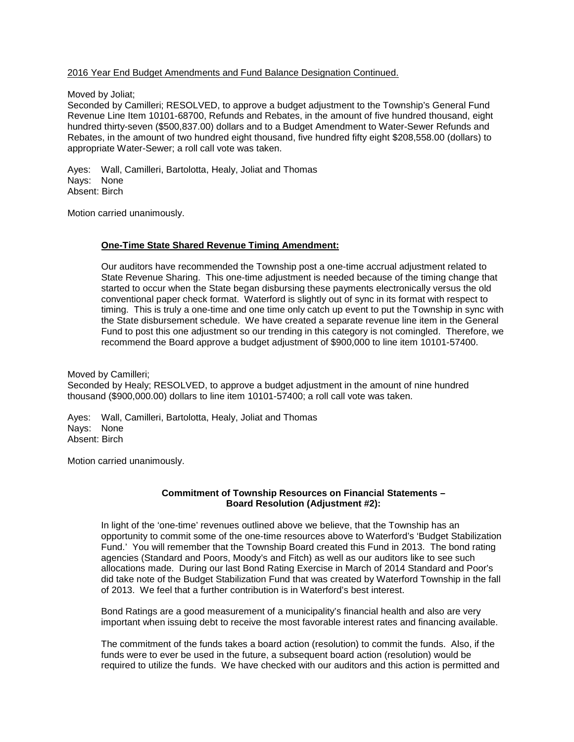2016 Year End Budget Amendments and Fund Balance Designation Continued.

Moved by Joliat;
Seconded by Camilleri; RESOLVED, to approve a budget adjustment to the Township's General Fund Revenue Line Item 10101-68700, Refunds and Rebates, in the amount of five hundred thousand, eight hundred thirty-seven ($500,837.00) dollars and to a Budget Amendment to Water-Sewer Refunds and Rebates, in the amount of two hundred eight thousand, five hundred fifty eight $208,558.00 (dollars) to appropriate Water-Sewer; a roll call vote was taken.

Ayes: Wall, Camilleri, Bartolotta, Healy, Joliat and Thomas
Nays: None
Absent: Birch

Motion carried unanimously.

**One-Time State Shared Revenue Timing Amendment:**

Our auditors have recommended the Township post a one-time accrual adjustment related to State Revenue Sharing. This one-time adjustment is needed because of the timing change that started to occur when the State began disbursing these payments electronically versus the old conventional paper check format. Waterford is slightly out of sync in its format with respect to timing. This is truly a one-time and one time only catch up event to put the Township in sync with the State disbursement schedule. We have created a separate revenue line item in the General Fund to post this one adjustment so our trending in this category is not comingled. Therefore, we recommend the Board approve a budget adjustment of $900,000 to line item 10101-57400.

Moved by Camilleri;
Seconded by Healy; RESOLVED, to approve a budget adjustment in the amount of nine hundred thousand ($900,000.00) dollars to line item 10101-57400; a roll call vote was taken.

Ayes: Wall, Camilleri, Bartolotta, Healy, Joliat and Thomas
Nays: None
Absent: Birch

Motion carried unanimously.

**Commitment of Township Resources on Financial Statements – Board Resolution (Adjustment #2):**

In light of the 'one-time' revenues outlined above we believe, that the Township has an opportunity to commit some of the one-time resources above to Waterford's 'Budget Stabilization Fund.' You will remember that the Township Board created this Fund in 2013. The bond rating agencies (Standard and Poors, Moody's and Fitch) as well as our auditors like to see such allocations made. During our last Bond Rating Exercise in March of 2014 Standard and Poor's did take note of the Budget Stabilization Fund that was created by Waterford Township in the fall of 2013. We feel that a further contribution is in Waterford's best interest.

Bond Ratings are a good measurement of a municipality's financial health and also are very important when issuing debt to receive the most favorable interest rates and financing available.

The commitment of the funds takes a board action (resolution) to commit the funds. Also, if the funds were to ever be used in the future, a subsequent board action (resolution) would be required to utilize the funds. We have checked with our auditors and this action is permitted and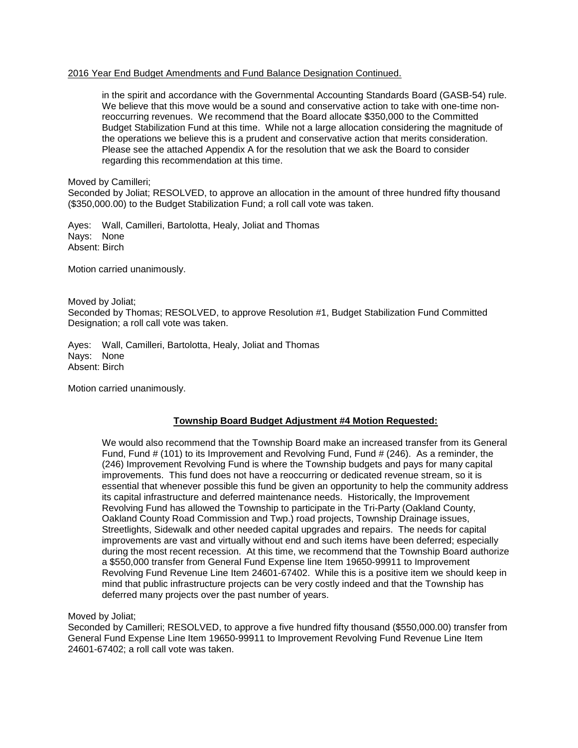2016 Year End Budget Amendments and Fund Balance Designation Continued.

> in the spirit and accordance with the Governmental Accounting Standards Board (GASB-54) rule. We believe that this move would be a sound and conservative action to take with one-time non-reoccurring revenues. We recommend that the Board allocate $350,000 to the Committed Budget Stabilization Fund at this time. While not a large allocation considering the magnitude of the operations we believe this is a prudent and conservative action that merits consideration. Please see the attached Appendix A for the resolution that we ask the Board to consider regarding this recommendation at this time.

Moved by Camilleri;
Seconded by Joliat; RESOLVED, to approve an allocation in the amount of three hundred fifty thousand ($350,000.00) to the Budget Stabilization Fund; a roll call vote was taken.

Ayes: Wall, Camilleri, Bartolotta, Healy, Joliat and Thomas
Nays: None
Absent: Birch

Motion carried unanimously.

Moved by Joliat;
Seconded by Thomas; RESOLVED, to approve Resolution #1, Budget Stabilization Fund Committed Designation; a roll call vote was taken.

Ayes: Wall, Camilleri, Bartolotta, Healy, Joliat and Thomas
Nays: None
Absent: Birch

Motion carried unanimously.

## Township Board Budget Adjustment #4 Motion Requested:

> We would also recommend that the Township Board make an increased transfer from its General Fund, Fund # (101) to its Improvement and Revolving Fund, Fund # (246). As a reminder, the (246) Improvement Revolving Fund is where the Township budgets and pays for many capital improvements. This fund does not have a reoccurring or dedicated revenue stream, so it is essential that whenever possible this fund be given an opportunity to help the community address its capital infrastructure and deferred maintenance needs. Historically, the Improvement Revolving Fund has allowed the Township to participate in the Tri-Party (Oakland County, Oakland County Road Commission and Twp.) road projects, Township Drainage issues, Streetlights, Sidewalk and other needed capital upgrades and repairs. The needs for capital improvements are vast and virtually without end and such items have been deferred; especially during the most recent recession. At this time, we recommend that the Township Board authorize a $550,000 transfer from General Fund Expense line Item 19650-99911 to Improvement Revolving Fund Revenue Line Item 24601-67402. While this is a positive item we should keep in mind that public infrastructure projects can be very costly indeed and that the Township has deferred many projects over the past number of years.

Moved by Joliat;
Seconded by Camilleri; RESOLVED, to approve a five hundred fifty thousand ($550,000.00) transfer from General Fund Expense Line Item 19650-99911 to Improvement Revolving Fund Revenue Line Item 24601-67402; a roll call vote was taken.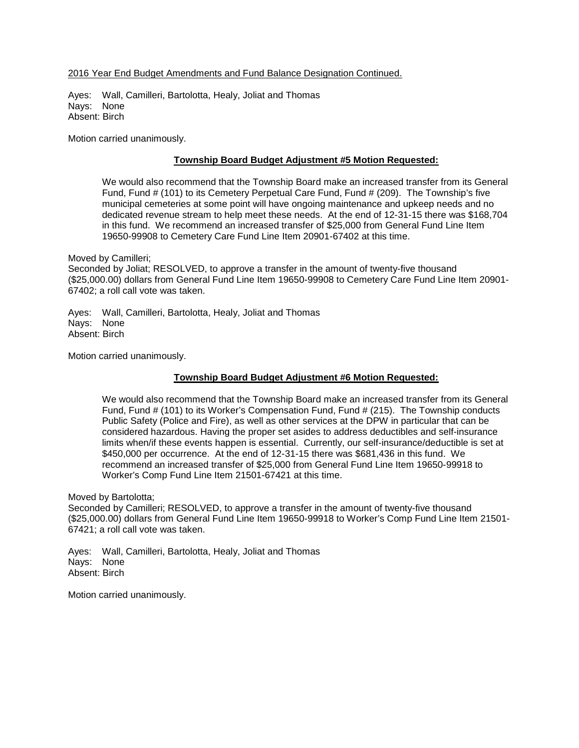2016 Year End Budget Amendments and Fund Balance Designation Continued.

Ayes: Wall, Camilleri, Bartolotta, Healy, Joliat and Thomas
Nays: None
Absent: Birch

Motion carried unanimously.

### Township Board Budget Adjustment #5 Motion Requested:

We would also recommend that the Township Board make an increased transfer from its General Fund, Fund # (101) to its Cemetery Perpetual Care Fund, Fund # (209). The Township's five municipal cemeteries at some point will have ongoing maintenance and upkeep needs and no dedicated revenue stream to help meet these needs. At the end of 12-31-15 there was $168,704 in this fund. We recommend an increased transfer of $25,000 from General Fund Line Item 19650-99908 to Cemetery Care Fund Line Item 20901-67402 at this time.

Moved by Camilleri;
Seconded by Joliat; RESOLVED, to approve a transfer in the amount of twenty-five thousand ($25,000.00) dollars from General Fund Line Item 19650-99908 to Cemetery Care Fund Line Item 20901-67402; a roll call vote was taken.

Ayes: Wall, Camilleri, Bartolotta, Healy, Joliat and Thomas
Nays: None
Absent: Birch

Motion carried unanimously.

### Township Board Budget Adjustment #6 Motion Requested:

We would also recommend that the Township Board make an increased transfer from its General Fund, Fund # (101) to its Worker's Compensation Fund, Fund # (215). The Township conducts Public Safety (Police and Fire), as well as other services at the DPW in particular that can be considered hazardous. Having the proper set asides to address deductibles and self-insurance limits when/if these events happen is essential. Currently, our self-insurance/deductible is set at $450,000 per occurrence. At the end of 12-31-15 there was $681,436 in this fund. We recommend an increased transfer of $25,000 from General Fund Line Item 19650-99918 to Worker's Comp Fund Line Item 21501-67421 at this time.

Moved by Bartolotta;
Seconded by Camilleri; RESOLVED, to approve a transfer in the amount of twenty-five thousand ($25,000.00) dollars from General Fund Line Item 19650-99918 to Worker's Comp Fund Line Item 21501-67421; a roll call vote was taken.

Ayes: Wall, Camilleri, Bartolotta, Healy, Joliat and Thomas
Nays: None
Absent: Birch

Motion carried unanimously.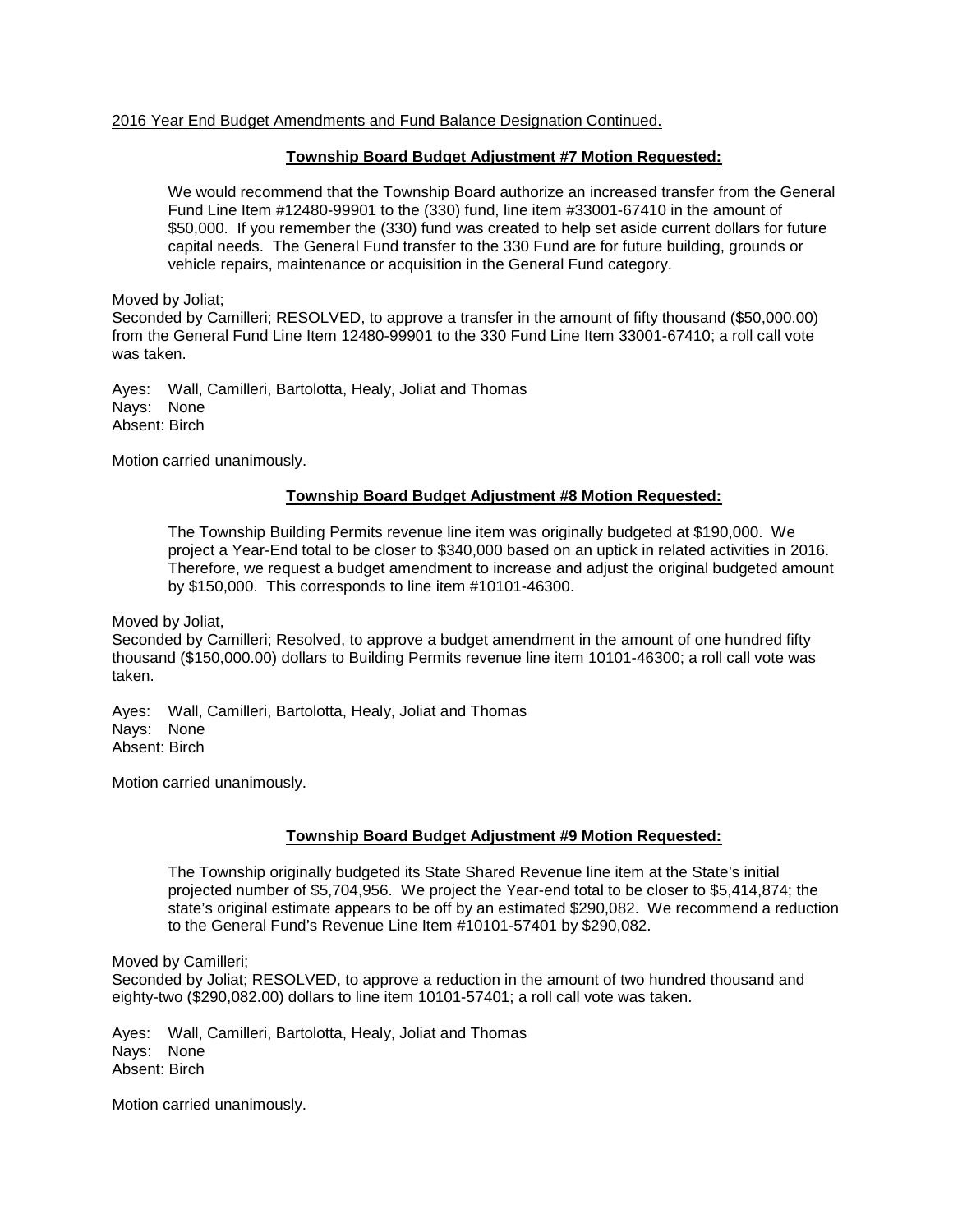2016 Year End Budget Amendments and Fund Balance Designation Continued.

**Township Board Budget Adjustment #7 Motion Requested:**

> We would recommend that the Township Board authorize an increased transfer from the General Fund Line Item #12480-99901 to the (330) fund, line item #33001-67410 in the amount of $50,000. If you remember the (330) fund was created to help set aside current dollars for future capital needs. The General Fund transfer to the 330 Fund are for future building, grounds or vehicle repairs, maintenance or acquisition in the General Fund category.

Moved by Joliat;
Seconded by Camilleri; RESOLVED, to approve a transfer in the amount of fifty thousand ($50,000.00) from the General Fund Line Item 12480-99901 to the 330 Fund Line Item 33001-67410; a roll call vote was taken.

Ayes: Wall, Camilleri, Bartolotta, Healy, Joliat and Thomas
Nays: None
Absent: Birch

Motion carried unanimously.

**Township Board Budget Adjustment #8 Motion Requested:**

> The Township Building Permits revenue line item was originally budgeted at $190,000. We project a Year-End total to be closer to $340,000 based on an uptick in related activities in 2016. Therefore, we request a budget amendment to increase and adjust the original budgeted amount by $150,000. This corresponds to line item #10101-46300.

Moved by Joliat,
Seconded by Camilleri; Resolved, to approve a budget amendment in the amount of one hundred fifty thousand ($150,000.00) dollars to Building Permits revenue line item 10101-46300; a roll call vote was taken.

Ayes: Wall, Camilleri, Bartolotta, Healy, Joliat and Thomas
Nays: None
Absent: Birch

Motion carried unanimously.

**Township Board Budget Adjustment #9 Motion Requested:**

> The Township originally budgeted its State Shared Revenue line item at the State's initial projected number of $5,704,956. We project the Year-end total to be closer to $5,414,874; the state's original estimate appears to be off by an estimated $290,082. We recommend a reduction to the General Fund's Revenue Line Item #10101-57401 by $290,082.

Moved by Camilleri;
Seconded by Joliat; RESOLVED, to approve a reduction in the amount of two hundred thousand and eighty-two ($290,082.00) dollars to line item 10101-57401; a roll call vote was taken.

Ayes: Wall, Camilleri, Bartolotta, Healy, Joliat and Thomas
Nays: None
Absent: Birch

Motion carried unanimously.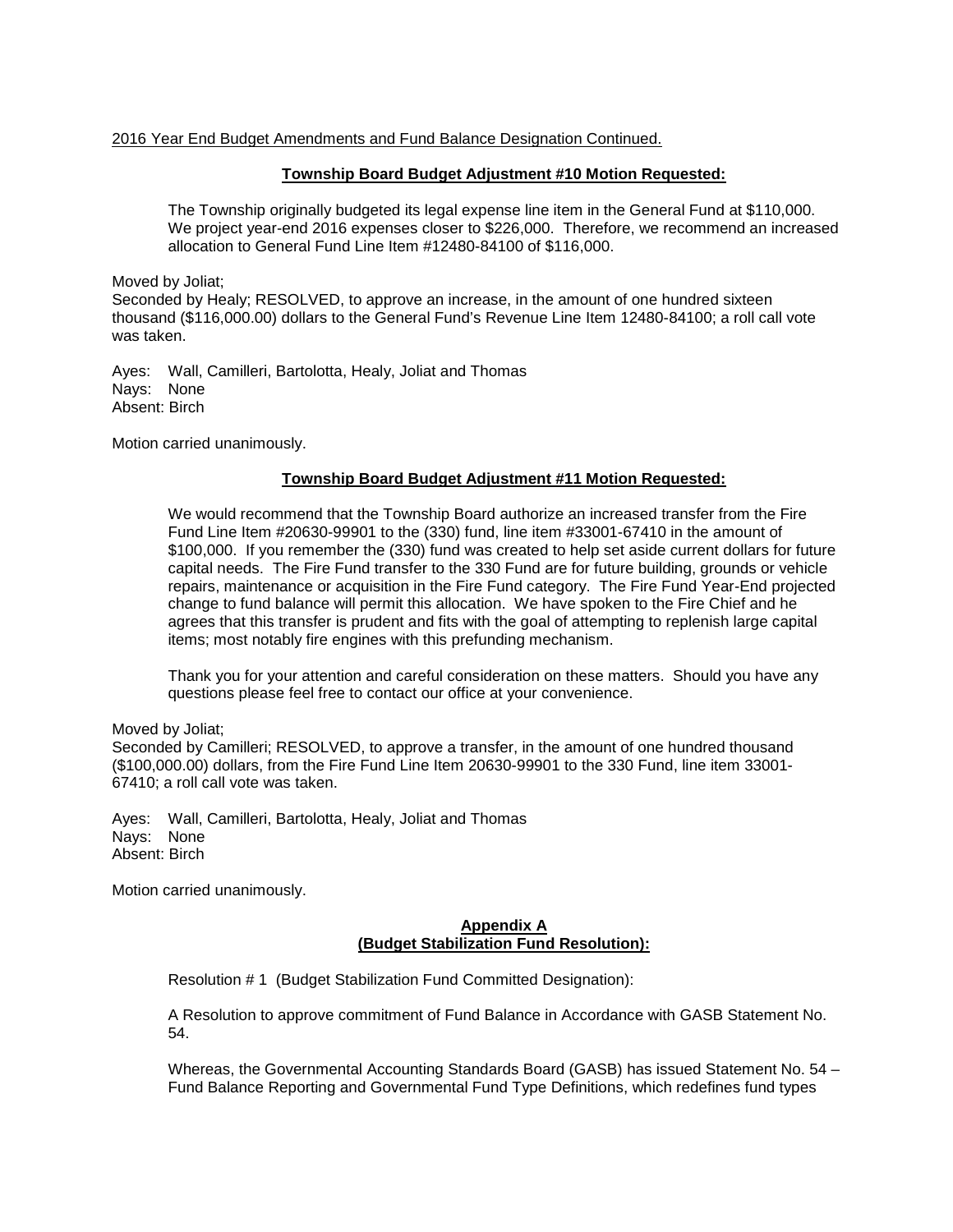2016 Year End Budget Amendments and Fund Balance Designation Continued.

**Township Board Budget Adjustment #10 Motion Requested:**

The Township originally budgeted its legal expense line item in the General Fund at $110,000. We project year-end 2016 expenses closer to $226,000. Therefore, we recommend an increased allocation to General Fund Line Item #12480-84100 of $116,000.

Moved by Joliat;
Seconded by Healy; RESOLVED, to approve an increase, in the amount of one hundred sixteen thousand ($116,000.00) dollars to the General Fund's Revenue Line Item 12480-84100; a roll call vote was taken.

Ayes: Wall, Camilleri, Bartolotta, Healy, Joliat and Thomas
Nays: None
Absent: Birch

Motion carried unanimously.

**Township Board Budget Adjustment #11 Motion Requested:**

We would recommend that the Township Board authorize an increased transfer from the Fire Fund Line Item #20630-99901 to the (330) fund, line item #33001-67410 in the amount of $100,000. If you remember the (330) fund was created to help set aside current dollars for future capital needs. The Fire Fund transfer to the 330 Fund are for future building, grounds or vehicle repairs, maintenance or acquisition in the Fire Fund category. The Fire Fund Year-End projected change to fund balance will permit this allocation. We have spoken to the Fire Chief and he agrees that this transfer is prudent and fits with the goal of attempting to replenish large capital items; most notably fire engines with this prefunding mechanism.

Thank you for your attention and careful consideration on these matters. Should you have any questions please feel free to contact our office at your convenience.

Moved by Joliat;
Seconded by Camilleri; RESOLVED, to approve a transfer, in the amount of one hundred thousand ($100,000.00) dollars, from the Fire Fund Line Item 20630-99901 to the 330 Fund, line item 33001-67410; a roll call vote was taken.

Ayes: Wall, Camilleri, Bartolotta, Healy, Joliat and Thomas
Nays: None
Absent: Birch

Motion carried unanimously.

**Appendix A**
**(Budget Stabilization Fund Resolution):**

Resolution # 1 (Budget Stabilization Fund Committed Designation):

A Resolution to approve commitment of Fund Balance in Accordance with GASB Statement No. 54.

Whereas, the Governmental Accounting Standards Board (GASB) has issued Statement No. 54 – Fund Balance Reporting and Governmental Fund Type Definitions, which redefines fund types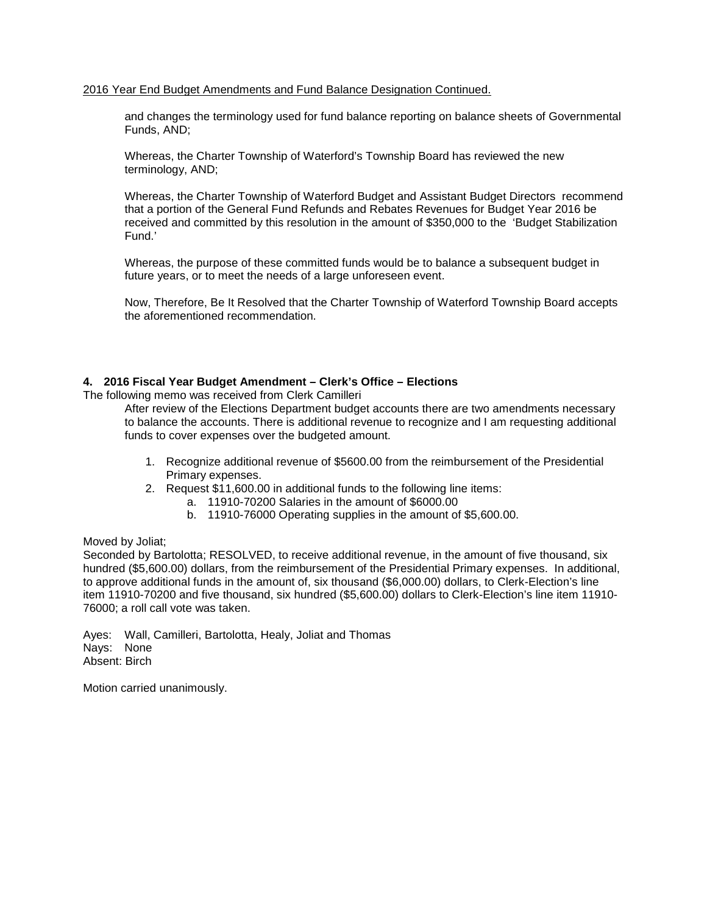2016 Year End Budget Amendments and Fund Balance Designation Continued.

and changes the terminology used for fund balance reporting on balance sheets of Governmental Funds, AND;

Whereas, the Charter Township of Waterford's Township Board has reviewed the new terminology, AND;

Whereas, the Charter Township of Waterford Budget and Assistant Budget Directors recommend that a portion of the General Fund Refunds and Rebates Revenues for Budget Year 2016 be received and committed by this resolution in the amount of $350,000 to the 'Budget Stabilization Fund.'

Whereas, the purpose of these committed funds would be to balance a subsequent budget in future years, or to meet the needs of a large unforeseen event.

Now, Therefore, Be It Resolved that the Charter Township of Waterford Township Board accepts the aforementioned recommendation.

**4. 2016 Fiscal Year Budget Amendment – Clerk's Office – Elections**

The following memo was received from Clerk Camilleri

After review of the Elections Department budget accounts there are two amendments necessary to balance the accounts. There is additional revenue to recognize and I am requesting additional funds to cover expenses over the budgeted amount.

1. Recognize additional revenue of $5600.00 from the reimbursement of the Presidential Primary expenses.
2. Request $11,600.00 in additional funds to the following line items:
   a. 11910-70200 Salaries in the amount of $6000.00
   b. 11910-76000 Operating supplies in the amount of $5,600.00.

Moved by Joliat;
Seconded by Bartolotta; RESOLVED, to receive additional revenue, in the amount of five thousand, six hundred ($5,600.00) dollars, from the reimbursement of the Presidential Primary expenses. In additional, to approve additional funds in the amount of, six thousand ($6,000.00) dollars, to Clerk-Election's line item 11910-70200 and five thousand, six hundred ($5,600.00) dollars to Clerk-Election's line item 11910-76000; a roll call vote was taken.

Ayes: Wall, Camilleri, Bartolotta, Healy, Joliat and Thomas
Nays: None
Absent: Birch

Motion carried unanimously.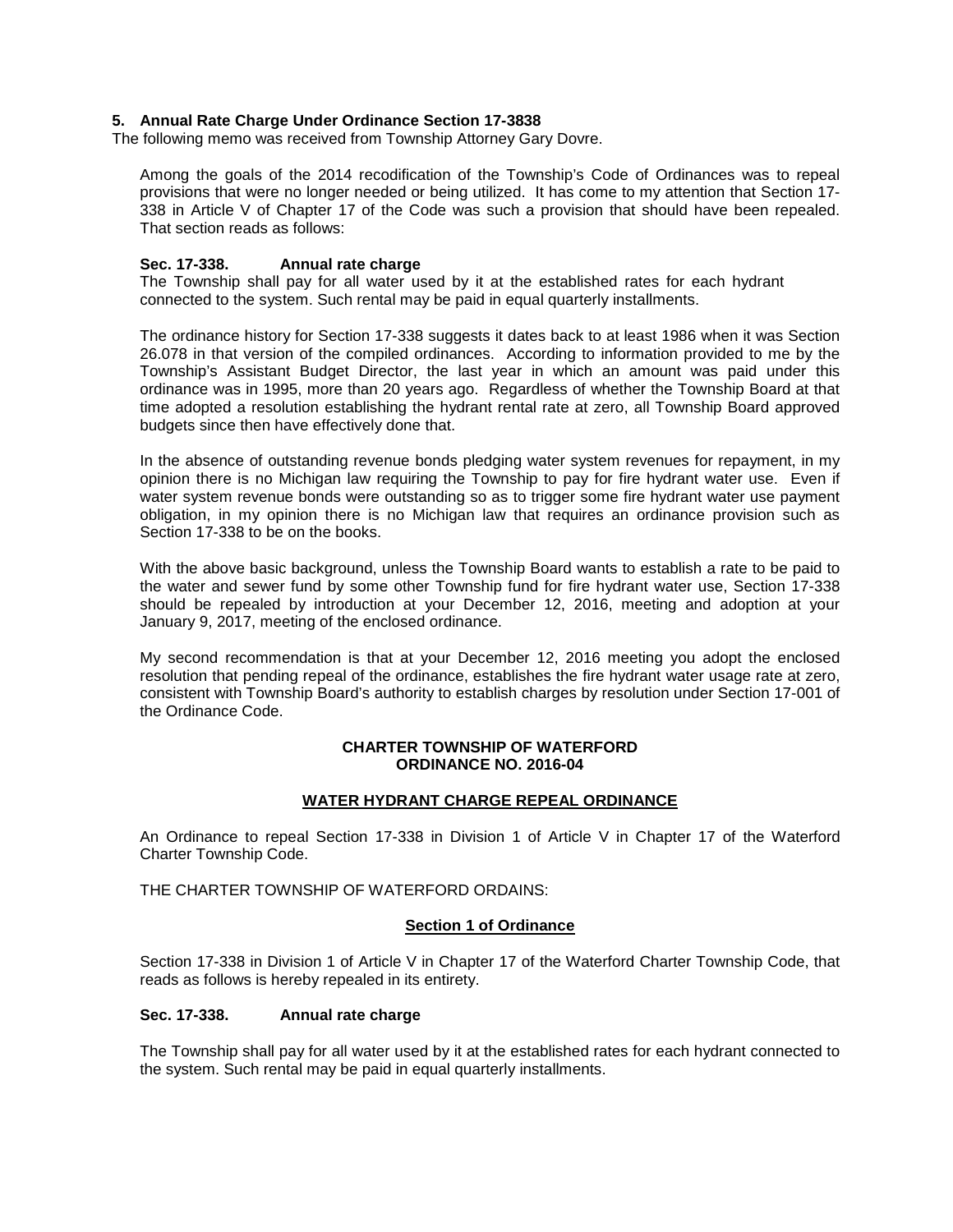### 5. Annual Rate Charge Under Ordinance Section 17-3838

The following memo was received from Township Attorney Gary Dovre.

> Among the goals of the 2014 recodification of the Township's Code of Ordinances was to repeal provisions that were no longer needed or being utilized. It has come to my attention that Section 17-338 in Article V of Chapter 17 of the Code was such a provision that should have been repealed. That section reads as follows:
>
> **Sec. 17-338. Annual rate charge**
>
> The Township shall pay for all water used by it at the established rates for each hydrant connected to the system. Such rental may be paid in equal quarterly installments.
>
> The ordinance history for Section 17-338 suggests it dates back to at least 1986 when it was Section 26.078 in that version of the compiled ordinances. According to information provided to me by the Township's Assistant Budget Director, the last year in which an amount was paid under this ordinance was in 1995, more than 20 years ago. Regardless of whether the Township Board at that time adopted a resolution establishing the hydrant rental rate at zero, all Township Board approved budgets since then have effectively done that.
>
> In the absence of outstanding revenue bonds pledging water system revenues for repayment, in my opinion there is no Michigan law requiring the Township to pay for fire hydrant water use. Even if water system revenue bonds were outstanding so as to trigger some fire hydrant water use payment obligation, in my opinion there is no Michigan law that requires an ordinance provision such as Section 17-338 to be on the books.
>
> With the above basic background, unless the Township Board wants to establish a rate to be paid to the water and sewer fund by some other Township fund for fire hydrant water use, Section 17-338 should be repealed by introduction at your December 12, 2016, meeting and adoption at your January 9, 2017, meeting of the enclosed ordinance.
>
> My second recommendation is that at your December 12, 2016 meeting you adopt the enclosed resolution that pending repeal of the ordinance, establishes the fire hydrant water usage rate at zero, consistent with Township Board's authority to establish charges by resolution under Section 17-001 of the Ordinance Code.

**CHARTER TOWNSHIP OF WATERFORD**
**ORDINANCE NO. 2016-04**

**WATER HYDRANT CHARGE REPEAL ORDINANCE**

An Ordinance to repeal Section 17-338 in Division 1 of Article V in Chapter 17 of the Waterford Charter Township Code.

THE CHARTER TOWNSHIP OF WATERFORD ORDAINS:

**Section 1 of Ordinance**

Section 17-338 in Division 1 of Article V in Chapter 17 of the Waterford Charter Township Code, that reads as follows is hereby repealed in its entirety.

**Sec. 17-338. Annual rate charge**

The Township shall pay for all water used by it at the established rates for each hydrant connected to the system. Such rental may be paid in equal quarterly installments.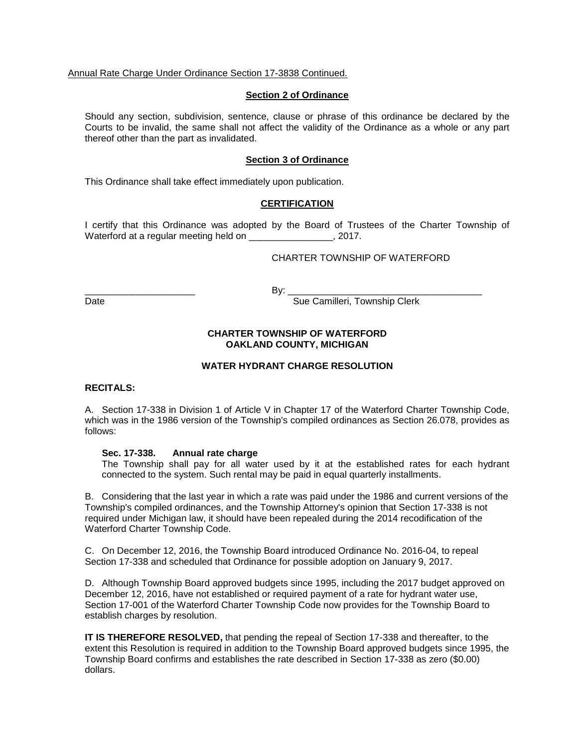Annual Rate Charge Under Ordinance Section 17-3838 Continued.

**Section 2 of Ordinance**

Should any section, subdivision, sentence, clause or phrase of this ordinance be declared by the Courts to be invalid, the same shall not affect the validity of the Ordinance as a whole or any part thereof other than the part as invalidated.

**Section 3 of Ordinance**

This Ordinance shall take effect immediately upon publication.

**CERTIFICATION**

I certify that this Ordinance was adopted by the Board of Trustees of the Charter Township of Waterford at a regular meeting held on ________________, 2017.

CHARTER TOWNSHIP OF WATERFORD

_____________________ By: ______________________________________

Date Sue Camilleri, Township Clerk

**CHARTER TOWNSHIP OF WATERFORD**
**OAKLAND COUNTY, MICHIGAN**

**WATER HYDRANT CHARGE RESOLUTION**

**RECITALS:**

A. Section 17-338 in Division 1 of Article V in Chapter 17 of the Waterford Charter Township Code, which was in the 1986 version of the Township's compiled ordinances as Section 26.078, provides as follows:

> **Sec. 17-338. Annual rate charge**
> The Township shall pay for all water used by it at the established rates for each hydrant connected to the system. Such rental may be paid in equal quarterly installments.

B. Considering that the last year in which a rate was paid under the 1986 and current versions of the Township's compiled ordinances, and the Township Attorney's opinion that Section 17-338 is not required under Michigan law, it should have been repealed during the 2014 recodification of the Waterford Charter Township Code.

C. On December 12, 2016, the Township Board introduced Ordinance No. 2016-04, to repeal Section 17-338 and scheduled that Ordinance for possible adoption on January 9, 2017.

D. Although Township Board approved budgets since 1995, including the 2017 budget approved on December 12, 2016, have not established or required payment of a rate for hydrant water use, Section 17-001 of the Waterford Charter Township Code now provides for the Township Board to establish charges by resolution.

**IT IS THEREFORE RESOLVED,** that pending the repeal of Section 17-338 and thereafter, to the extent this Resolution is required in addition to the Township Board approved budgets since 1995, the Township Board confirms and establishes the rate described in Section 17-338 as zero ($0.00) dollars.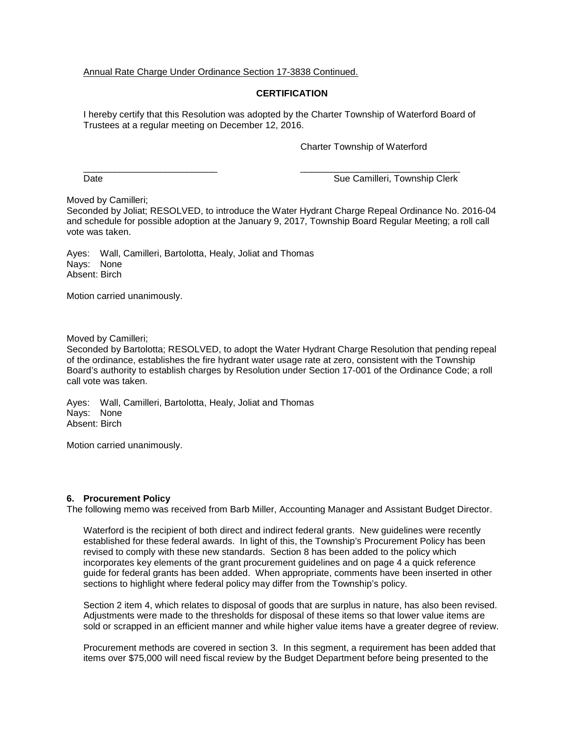Annual Rate Charge Under Ordinance Section 17-3838 Continued.

**CERTIFICATION**

I hereby certify that this Resolution was adopted by the Charter Township of Waterford Board of Trustees at a regular meeting on December 12, 2016.

Charter Township of Waterford

___________________________ ________________________________
Date Sue Camilleri, Township Clerk

Moved by Camilleri;
Seconded by Joliat; RESOLVED, to introduce the Water Hydrant Charge Repeal Ordinance No. 2016-04 and schedule for possible adoption at the January 9, 2017, Township Board Regular Meeting; a roll call vote was taken.

Ayes: Wall, Camilleri, Bartolotta, Healy, Joliat and Thomas
Nays: None
Absent: Birch

Motion carried unanimously.

Moved by Camilleri;
Seconded by Bartolotta; RESOLVED, to adopt the Water Hydrant Charge Resolution that pending repeal of the ordinance, establishes the fire hydrant water usage rate at zero, consistent with the Township Board's authority to establish charges by Resolution under Section 17-001 of the Ordinance Code; a roll call vote was taken.

Ayes: Wall, Camilleri, Bartolotta, Healy, Joliat and Thomas
Nays: None
Absent: Birch

Motion carried unanimously.

**6. Procurement Policy**

The following memo was received from Barb Miller, Accounting Manager and Assistant Budget Director.

Waterford is the recipient of both direct and indirect federal grants. New guidelines were recently established for these federal awards. In light of this, the Township's Procurement Policy has been revised to comply with these new standards. Section 8 has been added to the policy which incorporates key elements of the grant procurement guidelines and on page 4 a quick reference guide for federal grants has been added. When appropriate, comments have been inserted in other sections to highlight where federal policy may differ from the Township's policy.

Section 2 item 4, which relates to disposal of goods that are surplus in nature, has also been revised. Adjustments were made to the thresholds for disposal of these items so that lower value items are sold or scrapped in an efficient manner and while higher value items have a greater degree of review.

Procurement methods are covered in section 3. In this segment, a requirement has been added that items over $75,000 will need fiscal review by the Budget Department before being presented to the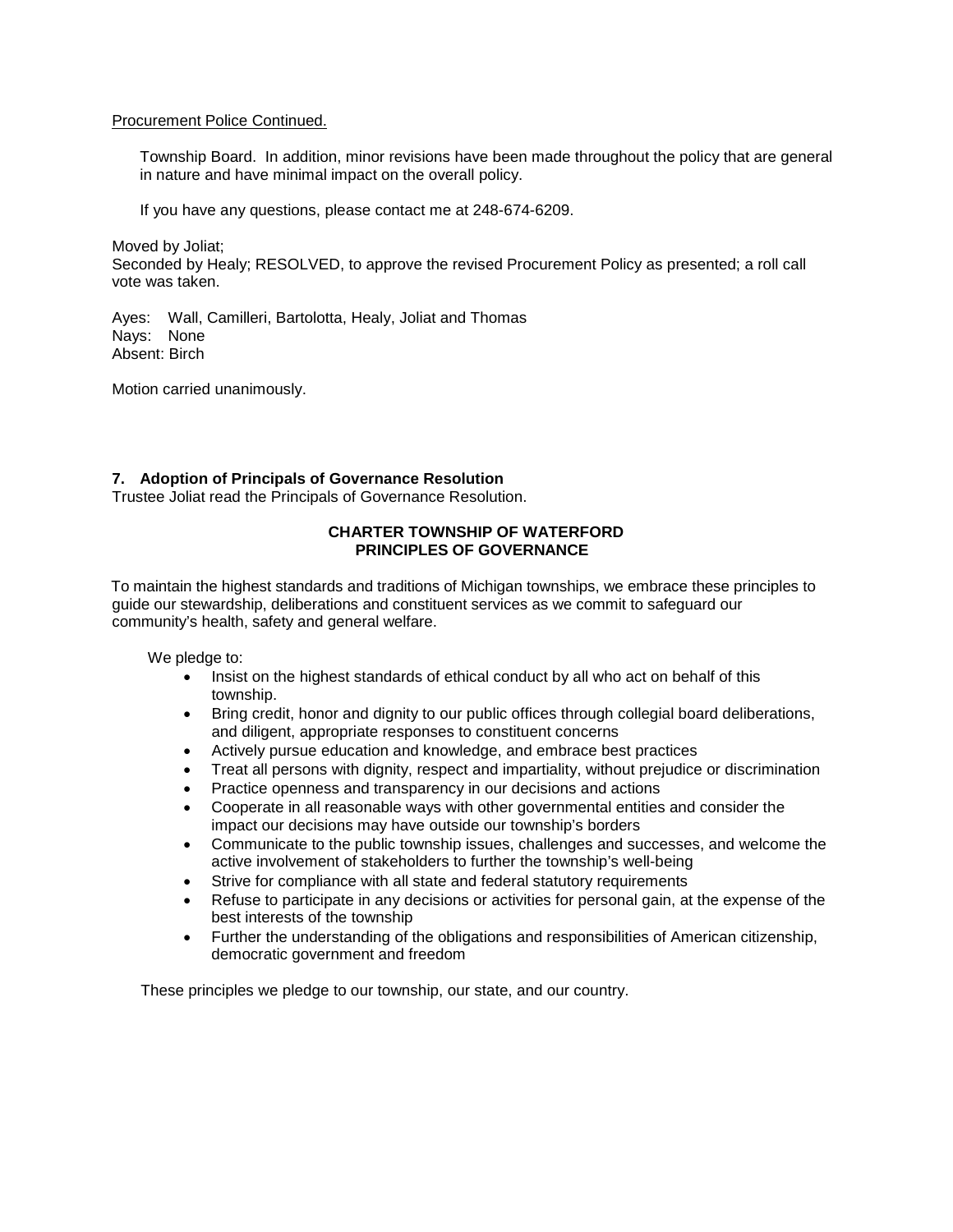Procurement Police Continued.

Township Board. In addition, minor revisions have been made throughout the policy that are general in nature and have minimal impact on the overall policy.

If you have any questions, please contact me at 248-674-6209.

Moved by Joliat;
Seconded by Healy; RESOLVED, to approve the revised Procurement Policy as presented; a roll call vote was taken.

Ayes: Wall, Camilleri, Bartolotta, Healy, Joliat and Thomas
Nays: None
Absent: Birch

Motion carried unanimously.

**7. Adoption of Principals of Governance Resolution**
Trustee Joliat read the Principals of Governance Resolution.

**CHARTER TOWNSHIP OF WATERFORD**
**PRINCIPLES OF GOVERNANCE**

To maintain the highest standards and traditions of Michigan townships, we embrace these principles to guide our stewardship, deliberations and constituent services as we commit to safeguard our community's health, safety and general welfare.

We pledge to:

- Insist on the highest standards of ethical conduct by all who act on behalf of this township.
- Bring credit, honor and dignity to our public offices through collegial board deliberations, and diligent, appropriate responses to constituent concerns
- Actively pursue education and knowledge, and embrace best practices
- Treat all persons with dignity, respect and impartiality, without prejudice or discrimination
- Practice openness and transparency in our decisions and actions
- Cooperate in all reasonable ways with other governmental entities and consider the impact our decisions may have outside our township's borders
- Communicate to the public township issues, challenges and successes, and welcome the active involvement of stakeholders to further the township's well-being
- Strive for compliance with all state and federal statutory requirements
- Refuse to participate in any decisions or activities for personal gain, at the expense of the best interests of the township
- Further the understanding of the obligations and responsibilities of American citizenship, democratic government and freedom

These principles we pledge to our township, our state, and our country.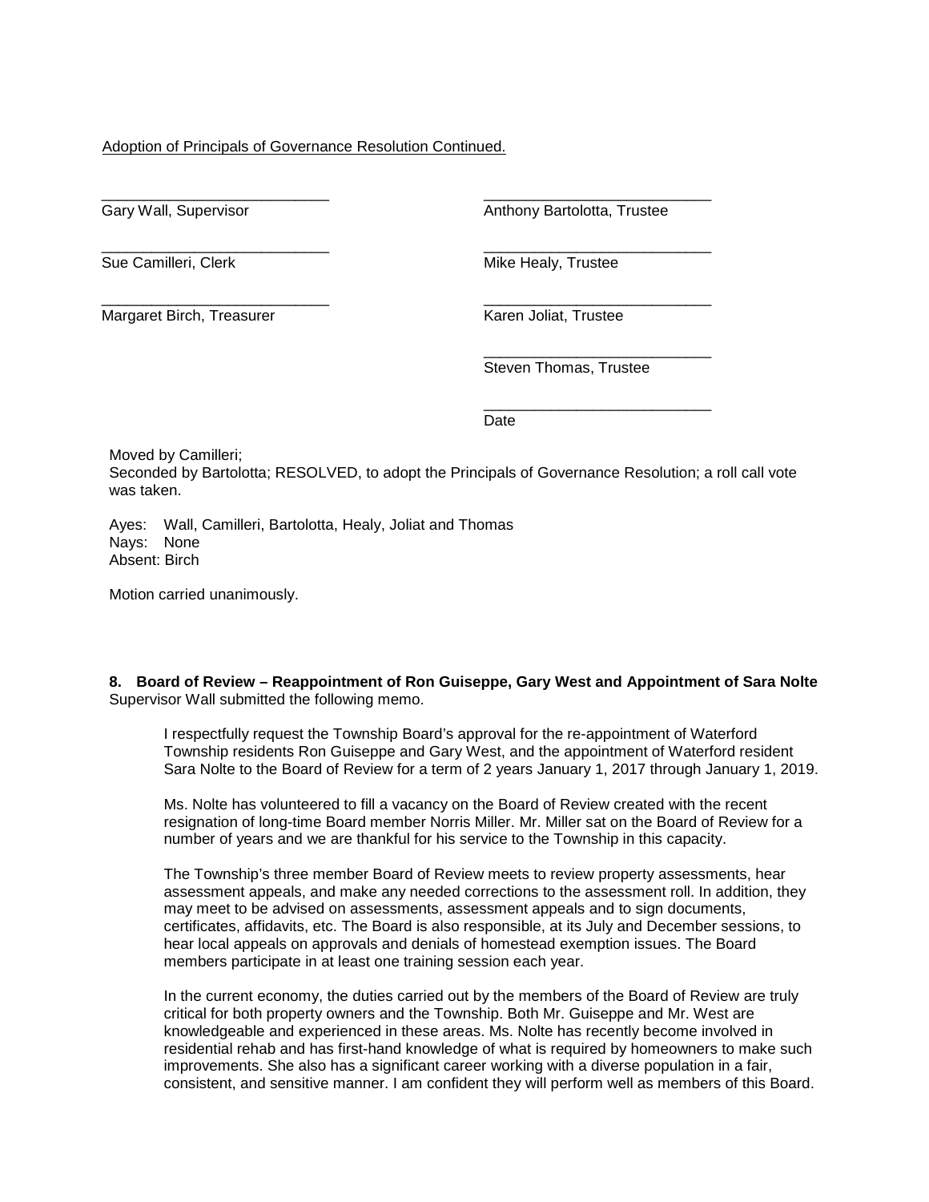Adoption of Principals of Governance Resolution Continued.

| | |
|---|---|
| ___________________________ | ___________________________ |
| Gary Wall, Supervisor | Anthony Bartolotta, Trustee |
| ___________________________ | ___________________________ |
| Sue Camilleri, Clerk | Mike Healy, Trustee |
| ___________________________ | ___________________________ |
| Margaret Birch, Treasurer | Karen Joliat, Trustee |
| | ___________________________ |
| | Steven Thomas, Trustee |
| | ___________________________ |
| | Date |

Moved by Camilleri;
Seconded by Bartolotta; RESOLVED, to adopt the Principals of Governance Resolution; a roll call vote was taken.

Ayes: Wall, Camilleri, Bartolotta, Healy, Joliat and Thomas
Nays: None
Absent: Birch

Motion carried unanimously.

**8. Board of Review – Reappointment of Ron Guiseppe, Gary West and Appointment of Sara Nolte**
Supervisor Wall submitted the following memo.

> I respectfully request the Township Board's approval for the re-appointment of Waterford Township residents Ron Guiseppe and Gary West, and the appointment of Waterford resident Sara Nolte to the Board of Review for a term of 2 years January 1, 2017 through January 1, 2019.
>
> Ms. Nolte has volunteered to fill a vacancy on the Board of Review created with the recent resignation of long-time Board member Norris Miller. Mr. Miller sat on the Board of Review for a number of years and we are thankful for his service to the Township in this capacity.
>
> The Township's three member Board of Review meets to review property assessments, hear assessment appeals, and make any needed corrections to the assessment roll. In addition, they may meet to be advised on assessments, assessment appeals and to sign documents, certificates, affidavits, etc. The Board is also responsible, at its July and December sessions, to hear local appeals on approvals and denials of homestead exemption issues. The Board members participate in at least one training session each year.
>
> In the current economy, the duties carried out by the members of the Board of Review are truly critical for both property owners and the Township. Both Mr. Guiseppe and Mr. West are knowledgeable and experienced in these areas. Ms. Nolte has recently become involved in residential rehab and has first-hand knowledge of what is required by homeowners to make such improvements. She also has a significant career working with a diverse population in a fair, consistent, and sensitive manner. I am confident they will perform well as members of this Board.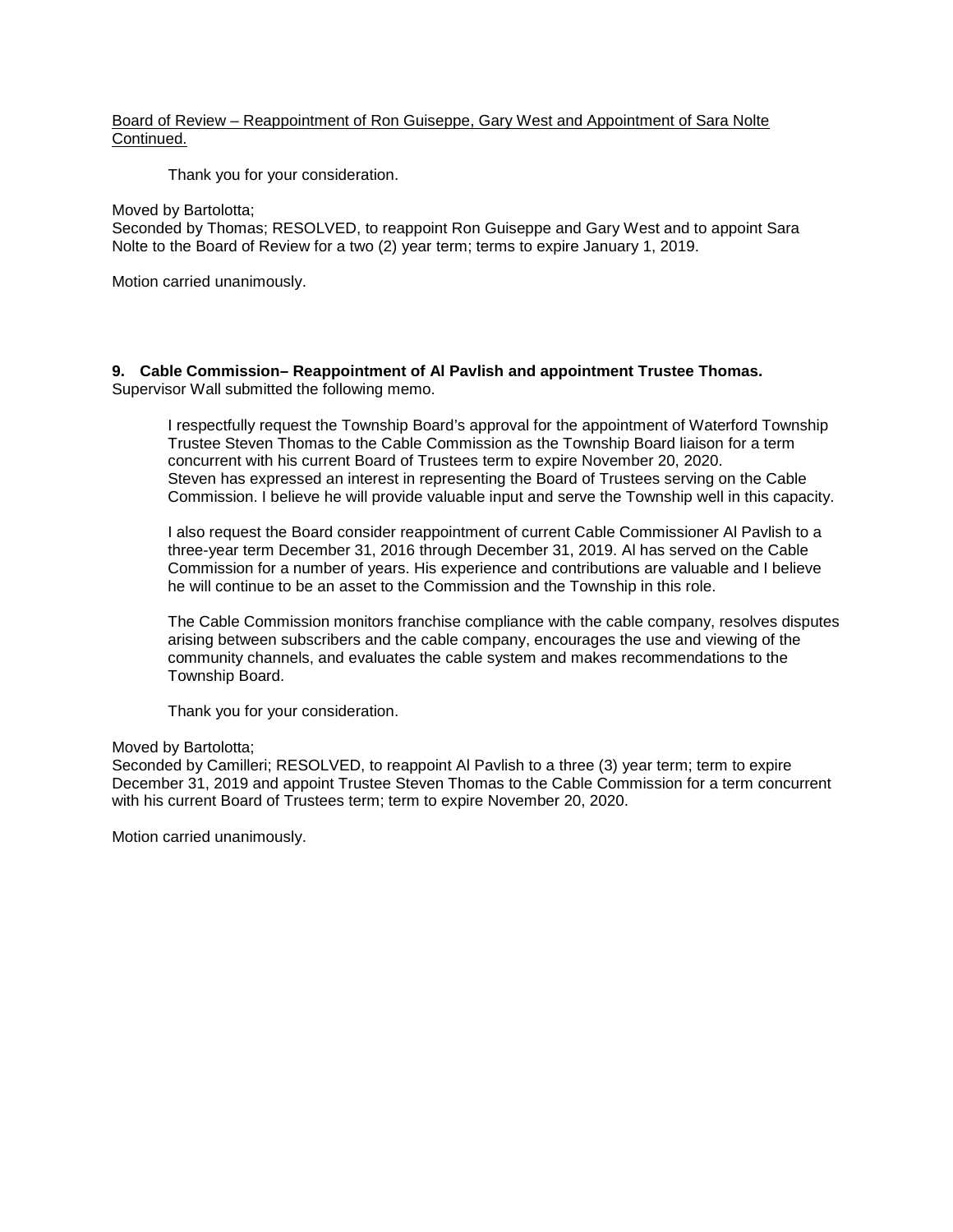<u>Board of Review – Reappointment of Ron Guiseppe, Gary West and Appointment of Sara Nolte Continued.</u>

> Thank you for your consideration.

Moved by Bartolotta;
Seconded by Thomas; RESOLVED, to reappoint Ron Guiseppe and Gary West and to appoint Sara Nolte to the Board of Review for a two (2) year term; terms to expire January 1, 2019.

Motion carried unanimously.

**9. Cable Commission– Reappointment of Al Pavlish and appointment Trustee Thomas.**
Supervisor Wall submitted the following memo.

> I respectfully request the Township Board's approval for the appointment of Waterford Township Trustee Steven Thomas to the Cable Commission as the Township Board liaison for a term concurrent with his current Board of Trustees term to expire November 20, 2020. Steven has expressed an interest in representing the Board of Trustees serving on the Cable Commission. I believe he will provide valuable input and serve the Township well in this capacity.
>
> I also request the Board consider reappointment of current Cable Commissioner Al Pavlish to a three-year term December 31, 2016 through December 31, 2019. Al has served on the Cable Commission for a number of years. His experience and contributions are valuable and I believe he will continue to be an asset to the Commission and the Township in this role.
>
> The Cable Commission monitors franchise compliance with the cable company, resolves disputes arising between subscribers and the cable company, encourages the use and viewing of the community channels, and evaluates the cable system and makes recommendations to the Township Board.
>
> Thank you for your consideration.

Moved by Bartolotta;
Seconded by Camilleri; RESOLVED, to reappoint Al Pavlish to a three (3) year term; term to expire December 31, 2019 and appoint Trustee Steven Thomas to the Cable Commission for a term concurrent with his current Board of Trustees term; term to expire November 20, 2020.

Motion carried unanimously.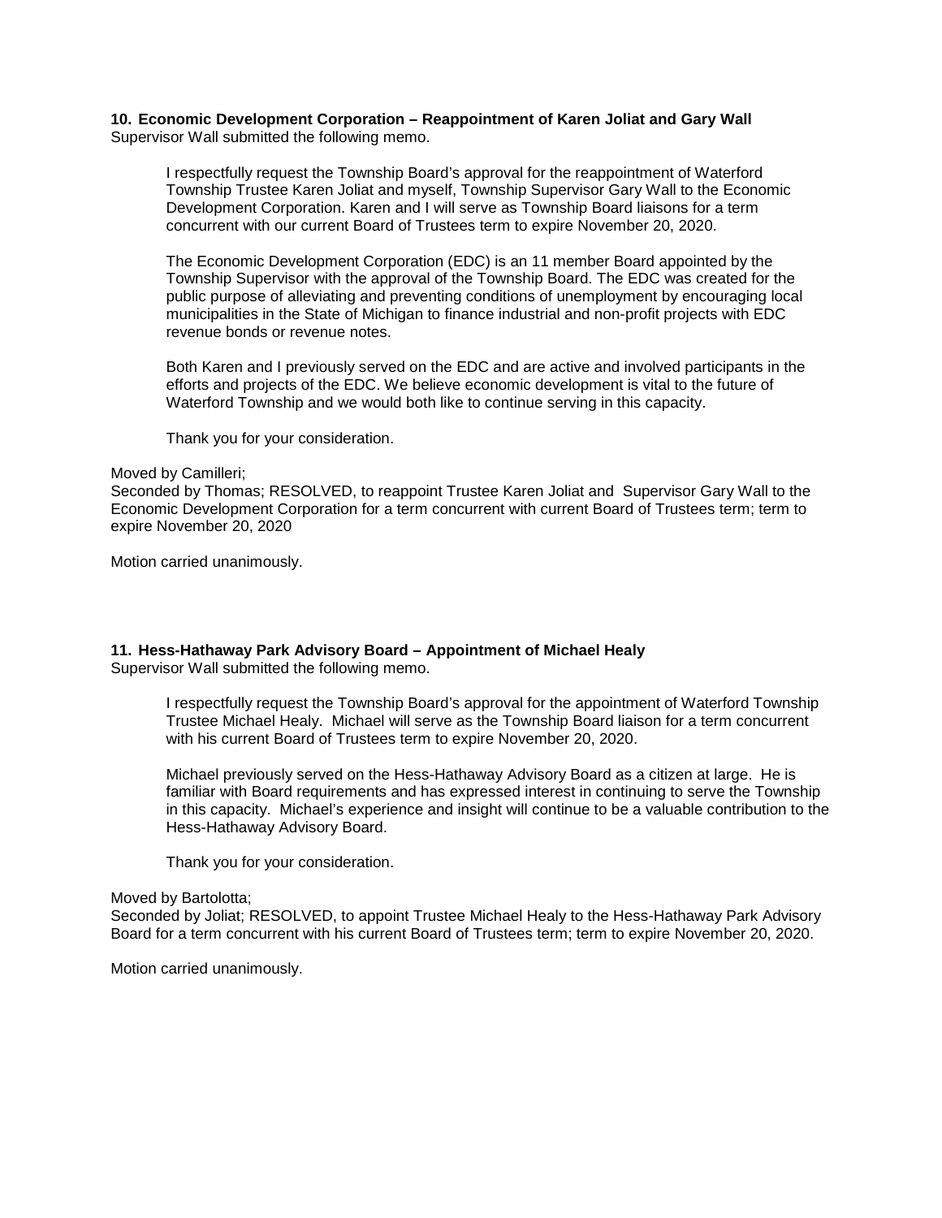**10. Economic Development Corporation – Reappointment of Karen Joliat and Gary Wall**
Supervisor Wall submitted the following memo.

> I respectfully request the Township Board's approval for the reappointment of Waterford Township Trustee Karen Joliat and myself, Township Supervisor Gary Wall to the Economic Development Corporation. Karen and I will serve as Township Board liaisons for a term concurrent with our current Board of Trustees term to expire November 20, 2020.
>
> The Economic Development Corporation (EDC) is an 11 member Board appointed by the Township Supervisor with the approval of the Township Board. The EDC was created for the public purpose of alleviating and preventing conditions of unemployment by encouraging local municipalities in the State of Michigan to finance industrial and non-profit projects with EDC revenue bonds or revenue notes.
>
> Both Karen and I previously served on the EDC and are active and involved participants in the efforts and projects of the EDC. We believe economic development is vital to the future of Waterford Township and we would both like to continue serving in this capacity.
>
> Thank you for your consideration.

Moved by Camilleri;
Seconded by Thomas; RESOLVED, to reappoint Trustee Karen Joliat and Supervisor Gary Wall to the Economic Development Corporation for a term concurrent with current Board of Trustees term; term to expire November 20, 2020

Motion carried unanimously.

**11. Hess-Hathaway Park Advisory Board – Appointment of Michael Healy**
Supervisor Wall submitted the following memo.

> I respectfully request the Township Board's approval for the appointment of Waterford Township Trustee Michael Healy. Michael will serve as the Township Board liaison for a term concurrent with his current Board of Trustees term to expire November 20, 2020.
>
> Michael previously served on the Hess-Hathaway Advisory Board as a citizen at large. He is familiar with Board requirements and has expressed interest in continuing to serve the Township in this capacity. Michael's experience and insight will continue to be a valuable contribution to the Hess-Hathaway Advisory Board.
>
> Thank you for your consideration.

Moved by Bartolotta;
Seconded by Joliat; RESOLVED, to appoint Trustee Michael Healy to the Hess-Hathaway Park Advisory Board for a term concurrent with his current Board of Trustees term; term to expire November 20, 2020.

Motion carried unanimously.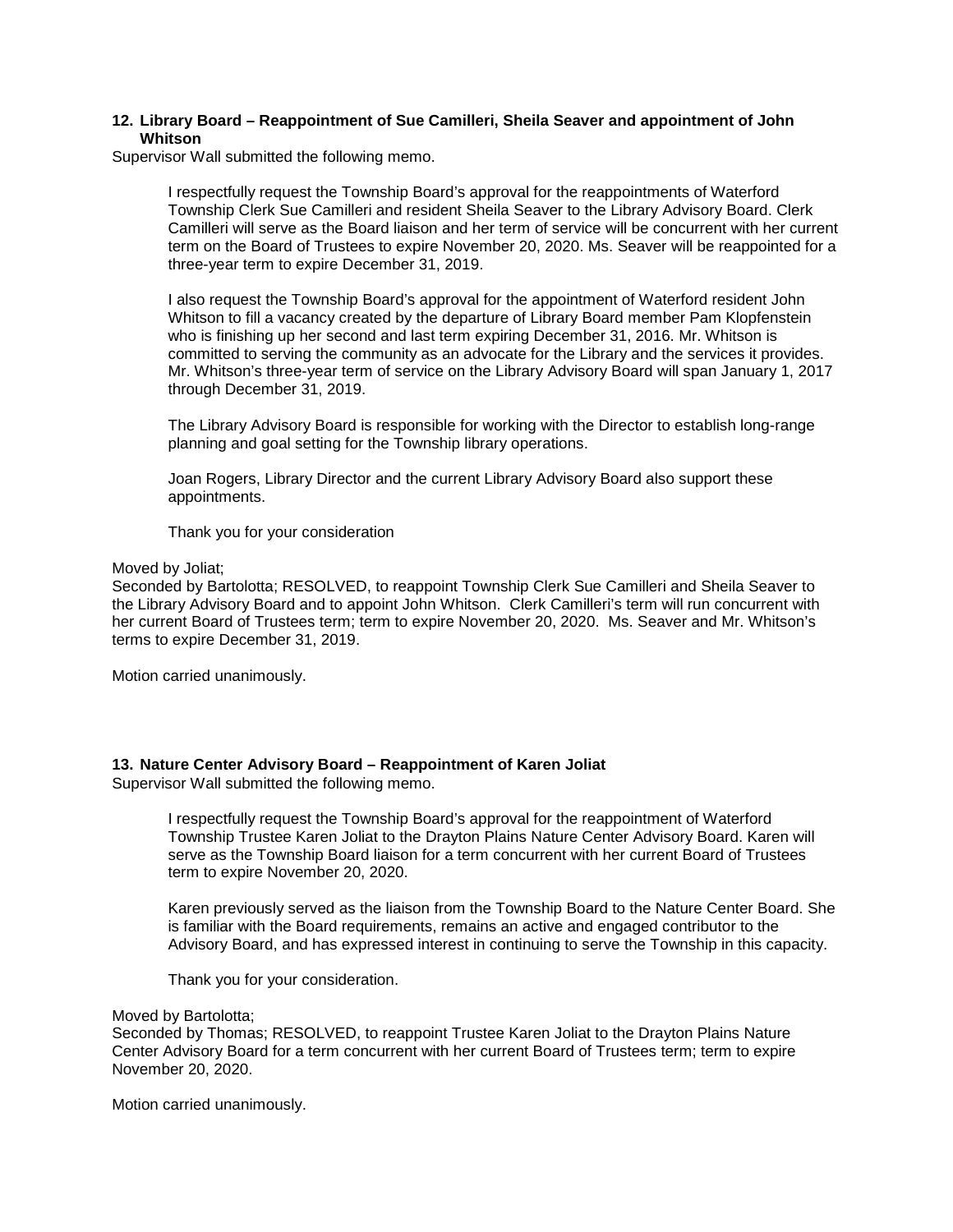**12. Library Board – Reappointment of Sue Camilleri, Sheila Seaver and appointment of John Whitson**

Supervisor Wall submitted the following memo.

> I respectfully request the Township Board's approval for the reappointments of Waterford Township Clerk Sue Camilleri and resident Sheila Seaver to the Library Advisory Board. Clerk Camilleri will serve as the Board liaison and her term of service will be concurrent with her current term on the Board of Trustees to expire November 20, 2020. Ms. Seaver will be reappointed for a three-year term to expire December 31, 2019.
>
> I also request the Township Board's approval for the appointment of Waterford resident John Whitson to fill a vacancy created by the departure of Library Board member Pam Klopfenstein who is finishing up her second and last term expiring December 31, 2016. Mr. Whitson is committed to serving the community as an advocate for the Library and the services it provides. Mr. Whitson's three-year term of service on the Library Advisory Board will span January 1, 2017 through December 31, 2019.
>
> The Library Advisory Board is responsible for working with the Director to establish long-range planning and goal setting for the Township library operations.
>
> Joan Rogers, Library Director and the current Library Advisory Board also support these appointments.
>
> Thank you for your consideration

Moved by Joliat;
Seconded by Bartolotta; RESOLVED, to reappoint Township Clerk Sue Camilleri and Sheila Seaver to the Library Advisory Board and to appoint John Whitson. Clerk Camilleri's term will run concurrent with her current Board of Trustees term; term to expire November 20, 2020. Ms. Seaver and Mr. Whitson's terms to expire December 31, 2019.

Motion carried unanimously.

**13. Nature Center Advisory Board – Reappointment of Karen Joliat**

Supervisor Wall submitted the following memo.

> I respectfully request the Township Board's approval for the reappointment of Waterford Township Trustee Karen Joliat to the Drayton Plains Nature Center Advisory Board. Karen will serve as the Township Board liaison for a term concurrent with her current Board of Trustees term to expire November 20, 2020.
>
> Karen previously served as the liaison from the Township Board to the Nature Center Board. She is familiar with the Board requirements, remains an active and engaged contributor to the Advisory Board, and has expressed interest in continuing to serve the Township in this capacity.
>
> Thank you for your consideration.

Moved by Bartolotta;
Seconded by Thomas; RESOLVED, to reappoint Trustee Karen Joliat to the Drayton Plains Nature Center Advisory Board for a term concurrent with her current Board of Trustees term; term to expire November 20, 2020.

Motion carried unanimously.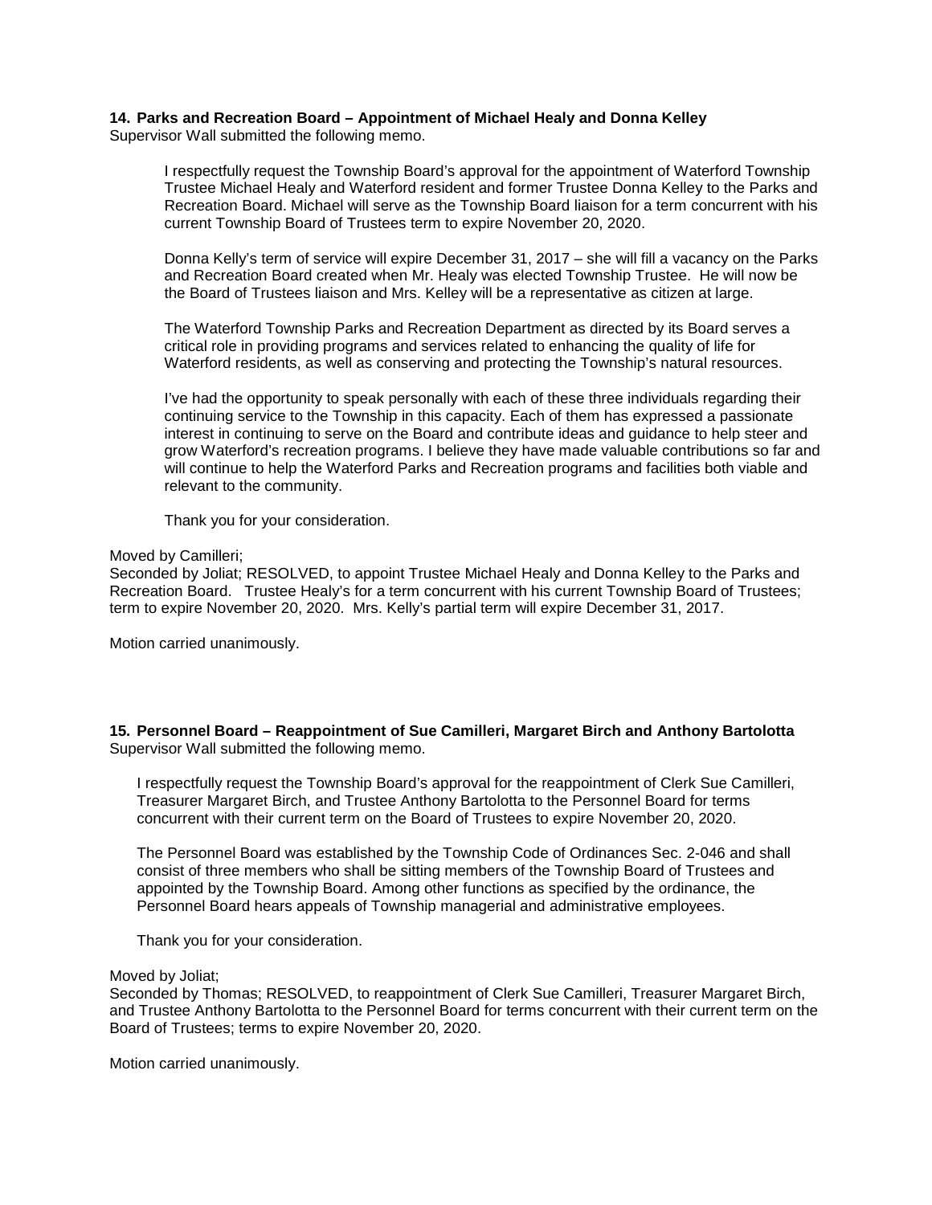**14. Parks and Recreation Board – Appointment of Michael Healy and Donna Kelley**
Supervisor Wall submitted the following memo.

> I respectfully request the Township Board's approval for the appointment of Waterford Township Trustee Michael Healy and Waterford resident and former Trustee Donna Kelley to the Parks and Recreation Board. Michael will serve as the Township Board liaison for a term concurrent with his current Township Board of Trustees term to expire November 20, 2020.
>
> Donna Kelly's term of service will expire December 31, 2017 – she will fill a vacancy on the Parks and Recreation Board created when Mr. Healy was elected Township Trustee. He will now be the Board of Trustees liaison and Mrs. Kelley will be a representative as citizen at large.
>
> The Waterford Township Parks and Recreation Department as directed by its Board serves a critical role in providing programs and services related to enhancing the quality of life for Waterford residents, as well as conserving and protecting the Township's natural resources.
>
> I've had the opportunity to speak personally with each of these three individuals regarding their continuing service to the Township in this capacity. Each of them has expressed a passionate interest in continuing to serve on the Board and contribute ideas and guidance to help steer and grow Waterford's recreation programs. I believe they have made valuable contributions so far and will continue to help the Waterford Parks and Recreation programs and facilities both viable and relevant to the community.
>
> Thank you for your consideration.

Moved by Camilleri;
Seconded by Joliat; RESOLVED, to appoint Trustee Michael Healy and Donna Kelley to the Parks and Recreation Board. Trustee Healy's for a term concurrent with his current Township Board of Trustees; term to expire November 20, 2020. Mrs. Kelly's partial term will expire December 31, 2017.

Motion carried unanimously.

**15. Personnel Board – Reappointment of Sue Camilleri, Margaret Birch and Anthony Bartolotta**
Supervisor Wall submitted the following memo.

> I respectfully request the Township Board's approval for the reappointment of Clerk Sue Camilleri, Treasurer Margaret Birch, and Trustee Anthony Bartolotta to the Personnel Board for terms concurrent with their current term on the Board of Trustees to expire November 20, 2020.
>
> The Personnel Board was established by the Township Code of Ordinances Sec. 2-046 and shall consist of three members who shall be sitting members of the Township Board of Trustees and appointed by the Township Board. Among other functions as specified by the ordinance, the Personnel Board hears appeals of Township managerial and administrative employees.
>
> Thank you for your consideration.

Moved by Joliat;
Seconded by Thomas; RESOLVED, to reappointment of Clerk Sue Camilleri, Treasurer Margaret Birch, and Trustee Anthony Bartolotta to the Personnel Board for terms concurrent with their current term on the Board of Trustees; terms to expire November 20, 2020.

Motion carried unanimously.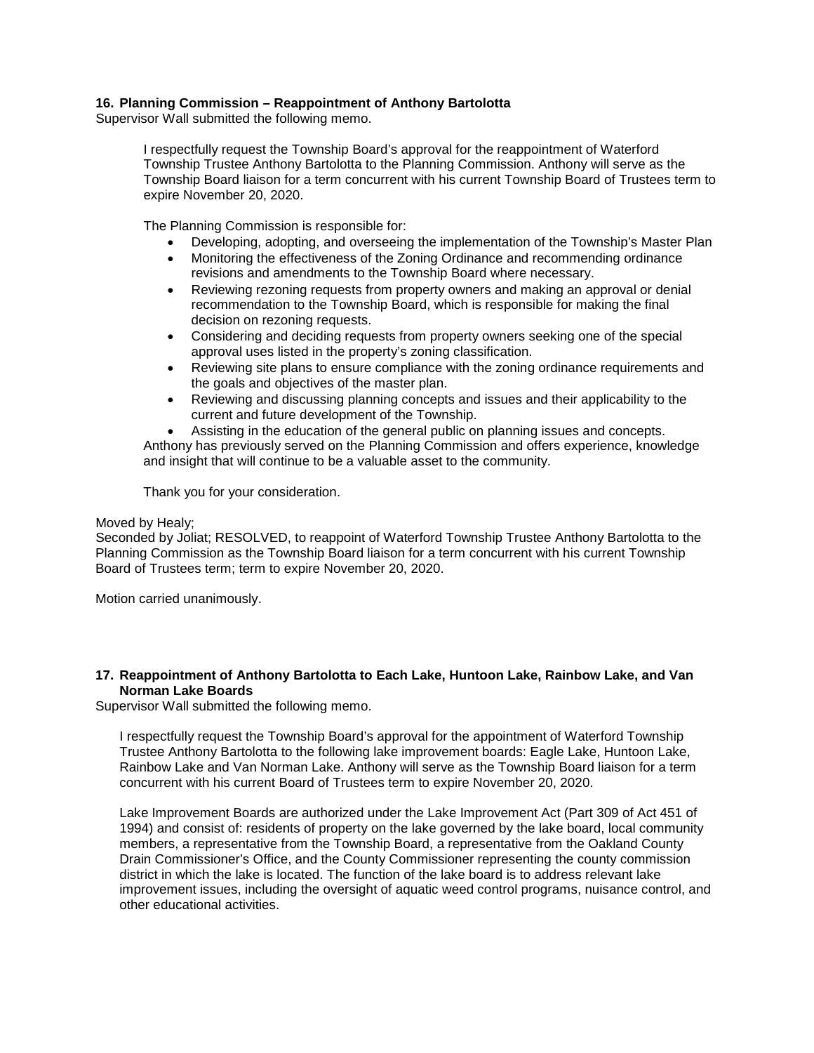**16. Planning Commission – Reappointment of Anthony Bartolotta**

Supervisor Wall submitted the following memo.

> I respectfully request the Township Board's approval for the reappointment of Waterford Township Trustee Anthony Bartolotta to the Planning Commission. Anthony will serve as the Township Board liaison for a term concurrent with his current Township Board of Trustees term to expire November 20, 2020.
>
> The Planning Commission is responsible for:
>
> - Developing, adopting, and overseeing the implementation of the Township's Master Plan
> - Monitoring the effectiveness of the Zoning Ordinance and recommending ordinance revisions and amendments to the Township Board where necessary.
> - Reviewing rezoning requests from property owners and making an approval or denial recommendation to the Township Board, which is responsible for making the final decision on rezoning requests.
> - Considering and deciding requests from property owners seeking one of the special approval uses listed in the property's zoning classification.
> - Reviewing site plans to ensure compliance with the zoning ordinance requirements and the goals and objectives of the master plan.
> - Reviewing and discussing planning concepts and issues and their applicability to the current and future development of the Township.
> - Assisting in the education of the general public on planning issues and concepts.
>
> Anthony has previously served on the Planning Commission and offers experience, knowledge and insight that will continue to be a valuable asset to the community.
>
> Thank you for your consideration.

Moved by Healy;
Seconded by Joliat; RESOLVED, to reappoint of Waterford Township Trustee Anthony Bartolotta to the Planning Commission as the Township Board liaison for a term concurrent with his current Township Board of Trustees term; term to expire November 20, 2020.

Motion carried unanimously.

**17. Reappointment of Anthony Bartolotta to Each Lake, Huntoon Lake, Rainbow Lake, and Van Norman Lake Boards**

Supervisor Wall submitted the following memo.

> I respectfully request the Township Board's approval for the appointment of Waterford Township Trustee Anthony Bartolotta to the following lake improvement boards: Eagle Lake, Huntoon Lake, Rainbow Lake and Van Norman Lake. Anthony will serve as the Township Board liaison for a term concurrent with his current Board of Trustees term to expire November 20, 2020.
>
> Lake Improvement Boards are authorized under the Lake Improvement Act (Part 309 of Act 451 of 1994) and consist of: residents of property on the lake governed by the lake board, local community members, a representative from the Township Board, a representative from the Oakland County Drain Commissioner's Office, and the County Commissioner representing the county commission district in which the lake is located. The function of the lake board is to address relevant lake improvement issues, including the oversight of aquatic weed control programs, nuisance control, and other educational activities.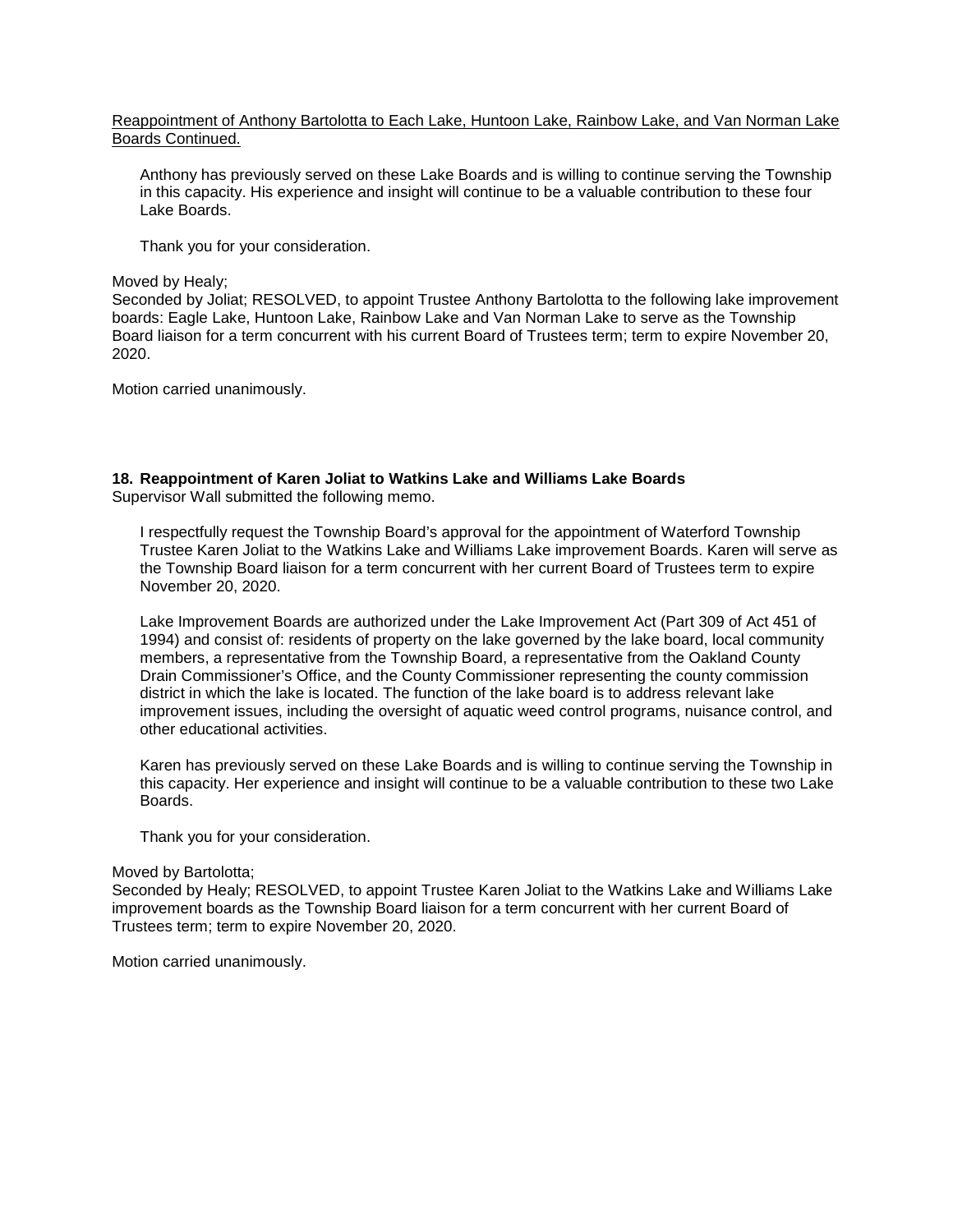Reappointment of Anthony Bartolotta to Each Lake, Huntoon Lake, Rainbow Lake, and Van Norman Lake Boards Continued.

> Anthony has previously served on these Lake Boards and is willing to continue serving the Township in this capacity. His experience and insight will continue to be a valuable contribution to these four Lake Boards.
>
> Thank you for your consideration.

Moved by Healy;
Seconded by Joliat; RESOLVED, to appoint Trustee Anthony Bartolotta to the following lake improvement boards: Eagle Lake, Huntoon Lake, Rainbow Lake and Van Norman Lake to serve as the Township Board liaison for a term concurrent with his current Board of Trustees term; term to expire November 20, 2020.

Motion carried unanimously.

**18. Reappointment of Karen Joliat to Watkins Lake and Williams Lake Boards**
Supervisor Wall submitted the following memo.

> I respectfully request the Township Board's approval for the appointment of Waterford Township Trustee Karen Joliat to the Watkins Lake and Williams Lake improvement Boards. Karen will serve as the Township Board liaison for a term concurrent with her current Board of Trustees term to expire November 20, 2020.
>
> Lake Improvement Boards are authorized under the Lake Improvement Act (Part 309 of Act 451 of 1994) and consist of: residents of property on the lake governed by the lake board, local community members, a representative from the Township Board, a representative from the Oakland County Drain Commissioner's Office, and the County Commissioner representing the county commission district in which the lake is located. The function of the lake board is to address relevant lake improvement issues, including the oversight of aquatic weed control programs, nuisance control, and other educational activities.
>
> Karen has previously served on these Lake Boards and is willing to continue serving the Township in this capacity. Her experience and insight will continue to be a valuable contribution to these two Lake Boards.
>
> Thank you for your consideration.

Moved by Bartolotta;
Seconded by Healy; RESOLVED, to appoint Trustee Karen Joliat to the Watkins Lake and Williams Lake improvement boards as the Township Board liaison for a term concurrent with her current Board of Trustees term; term to expire November 20, 2020.

Motion carried unanimously.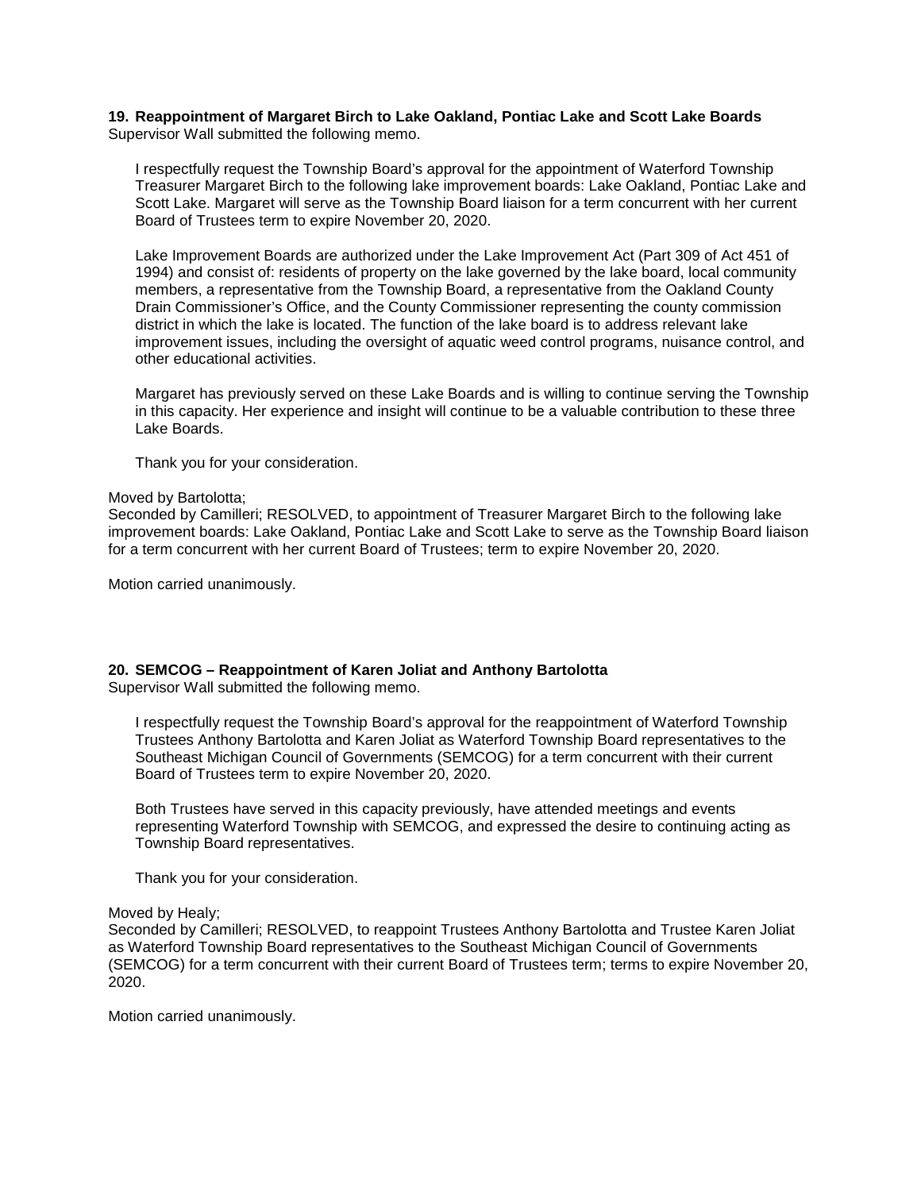**19. Reappointment of Margaret Birch to Lake Oakland, Pontiac Lake and Scott Lake Boards**
Supervisor Wall submitted the following memo.

> I respectfully request the Township Board's approval for the appointment of Waterford Township Treasurer Margaret Birch to the following lake improvement boards: Lake Oakland, Pontiac Lake and Scott Lake. Margaret will serve as the Township Board liaison for a term concurrent with her current Board of Trustees term to expire November 20, 2020.
>
> Lake Improvement Boards are authorized under the Lake Improvement Act (Part 309 of Act 451 of 1994) and consist of: residents of property on the lake governed by the lake board, local community members, a representative from the Township Board, a representative from the Oakland County Drain Commissioner's Office, and the County Commissioner representing the county commission district in which the lake is located. The function of the lake board is to address relevant lake improvement issues, including the oversight of aquatic weed control programs, nuisance control, and other educational activities.
>
> Margaret has previously served on these Lake Boards and is willing to continue serving the Township in this capacity. Her experience and insight will continue to be a valuable contribution to these three Lake Boards.
>
> Thank you for your consideration.

Moved by Bartolotta;
Seconded by Camilleri; RESOLVED, to appointment of Treasurer Margaret Birch to the following lake improvement boards: Lake Oakland, Pontiac Lake and Scott Lake to serve as the Township Board liaison for a term concurrent with her current Board of Trustees; term to expire November 20, 2020.

Motion carried unanimously.

**20. SEMCOG – Reappointment of Karen Joliat and Anthony Bartolotta**
Supervisor Wall submitted the following memo.

> I respectfully request the Township Board's approval for the reappointment of Waterford Township Trustees Anthony Bartolotta and Karen Joliat as Waterford Township Board representatives to the Southeast Michigan Council of Governments (SEMCOG) for a term concurrent with their current Board of Trustees term to expire November 20, 2020.
>
> Both Trustees have served in this capacity previously, have attended meetings and events representing Waterford Township with SEMCOG, and expressed the desire to continuing acting as Township Board representatives.
>
> Thank you for your consideration.

Moved by Healy;
Seconded by Camilleri; RESOLVED, to reappoint Trustees Anthony Bartolotta and Trustee Karen Joliat as Waterford Township Board representatives to the Southeast Michigan Council of Governments (SEMCOG) for a term concurrent with their current Board of Trustees term; terms to expire November 20, 2020.

Motion carried unanimously.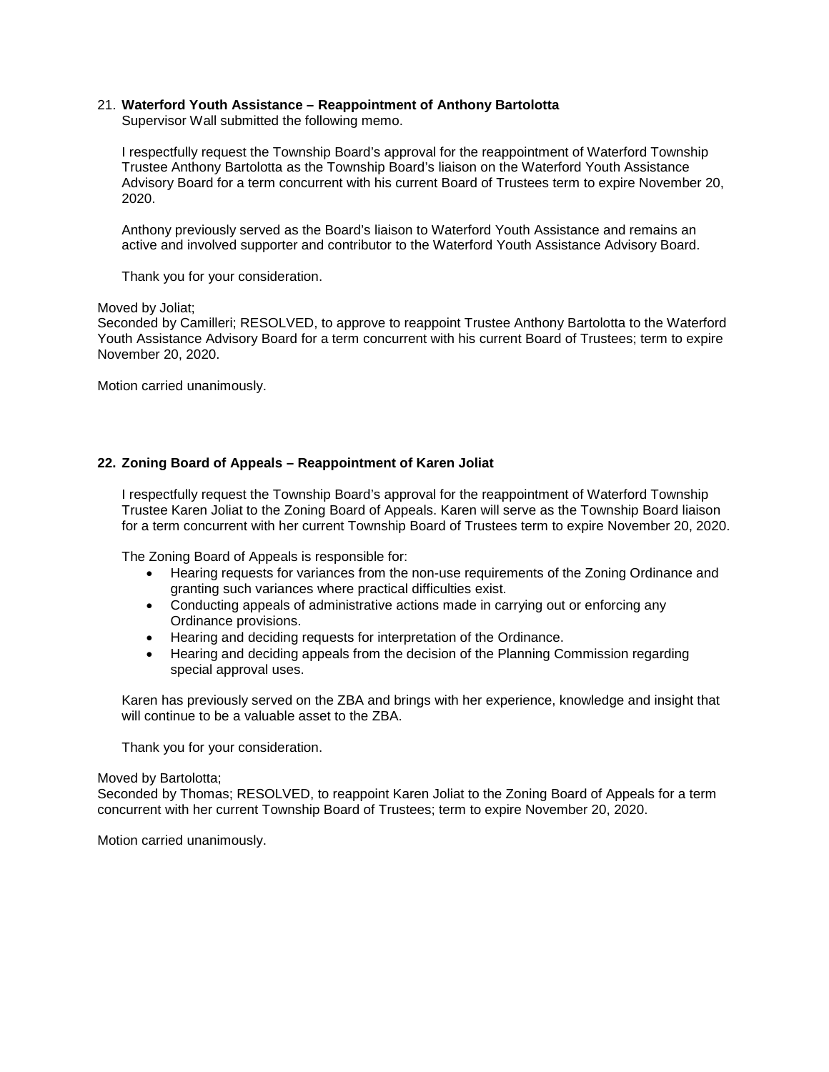21. **Waterford Youth Assistance – Reappointment of Anthony Bartolotta**
    Supervisor Wall submitted the following memo.

    I respectfully request the Township Board's approval for the reappointment of Waterford Township Trustee Anthony Bartolotta as the Township Board's liaison on the Waterford Youth Assistance Advisory Board for a term concurrent with his current Board of Trustees term to expire November 20, 2020.

    Anthony previously served as the Board's liaison to Waterford Youth Assistance and remains an active and involved supporter and contributor to the Waterford Youth Assistance Advisory Board.

    Thank you for your consideration.

Moved by Joliat;
Seconded by Camilleri; RESOLVED, to approve to reappoint Trustee Anthony Bartolotta to the Waterford Youth Assistance Advisory Board for a term concurrent with his current Board of Trustees; term to expire November 20, 2020.

Motion carried unanimously.

**22. Zoning Board of Appeals – Reappointment of Karen Joliat**

I respectfully request the Township Board's approval for the reappointment of Waterford Township Trustee Karen Joliat to the Zoning Board of Appeals. Karen will serve as the Township Board liaison for a term concurrent with her current Township Board of Trustees term to expire November 20, 2020.

The Zoning Board of Appeals is responsible for:

- Hearing requests for variances from the non-use requirements of the Zoning Ordinance and granting such variances where practical difficulties exist.
- Conducting appeals of administrative actions made in carrying out or enforcing any Ordinance provisions.
- Hearing and deciding requests for interpretation of the Ordinance.
- Hearing and deciding appeals from the decision of the Planning Commission regarding special approval uses.

Karen has previously served on the ZBA and brings with her experience, knowledge and insight that will continue to be a valuable asset to the ZBA.

Thank you for your consideration.

Moved by Bartolotta;
Seconded by Thomas; RESOLVED, to reappoint Karen Joliat to the Zoning Board of Appeals for a term concurrent with her current Township Board of Trustees; term to expire November 20, 2020.

Motion carried unanimously.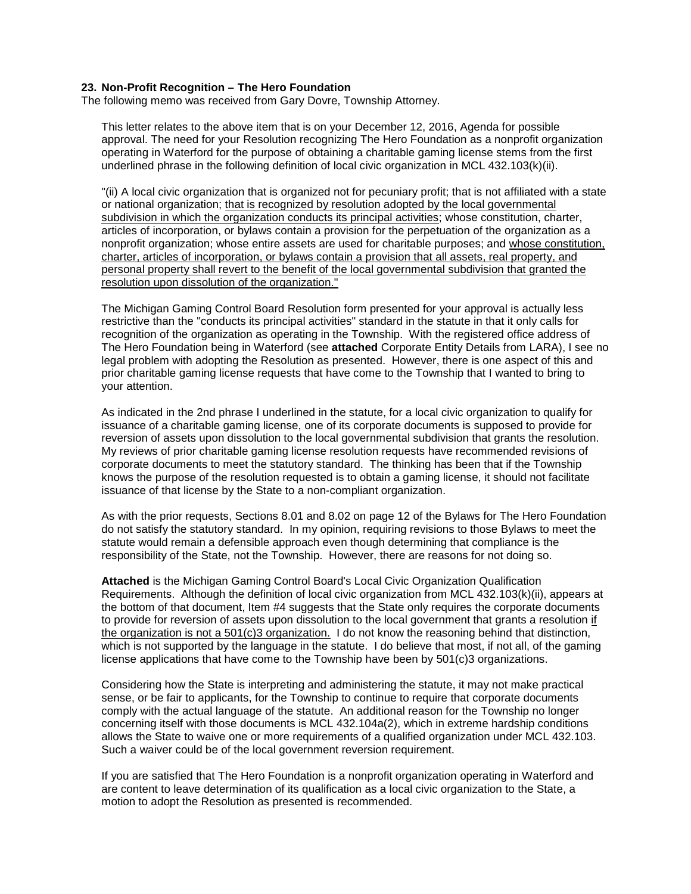**23. Non-Profit Recognition – The Hero Foundation**

The following memo was received from Gary Dovre, Township Attorney.

> This letter relates to the above item that is on your December 12, 2016, Agenda for possible approval. The need for your Resolution recognizing The Hero Foundation as a nonprofit organization operating in Waterford for the purpose of obtaining a charitable gaming license stems from the first underlined phrase in the following definition of local civic organization in MCL 432.103(k)(ii).
>
> "(ii) A local civic organization that is organized not for pecuniary profit; that is not affiliated with a state or national organization; <u>that is recognized by resolution adopted by the local governmental subdivision in which the organization conducts its principal activities</u>; whose constitution, charter, articles of incorporation, or bylaws contain a provision for the perpetuation of the organization as a nonprofit organization; whose entire assets are used for charitable purposes; and <u>whose constitution, charter, articles of incorporation, or bylaws contain a provision that all assets, real property, and personal property shall revert to the benefit of the local governmental subdivision that granted the resolution upon dissolution of the organization."</u>
>
> The Michigan Gaming Control Board Resolution form presented for your approval is actually less restrictive than the "conducts its principal activities" standard in the statute in that it only calls for recognition of the organization as operating in the Township. With the registered office address of The Hero Foundation being in Waterford (see **attached** Corporate Entity Details from LARA), I see no legal problem with adopting the Resolution as presented. However, there is one aspect of this and prior charitable gaming license requests that have come to the Township that I wanted to bring to your attention.
>
> As indicated in the 2nd phrase I underlined in the statute, for a local civic organization to qualify for issuance of a charitable gaming license, one of its corporate documents is supposed to provide for reversion of assets upon dissolution to the local governmental subdivision that grants the resolution. My reviews of prior charitable gaming license resolution requests have recommended revisions of corporate documents to meet the statutory standard. The thinking has been that if the Township knows the purpose of the resolution requested is to obtain a gaming license, it should not facilitate issuance of that license by the State to a non-compliant organization.
>
> As with the prior requests, Sections 8.01 and 8.02 on page 12 of the Bylaws for The Hero Foundation do not satisfy the statutory standard. In my opinion, requiring revisions to those Bylaws to meet the statute would remain a defensible approach even though determining that compliance is the responsibility of the State, not the Township. However, there are reasons for not doing so.
>
> **Attached** is the Michigan Gaming Control Board's Local Civic Organization Qualification Requirements. Although the definition of local civic organization from MCL 432.103(k)(ii), appears at the bottom of that document, Item #4 suggests that the State only requires the corporate documents to provide for reversion of assets upon dissolution to the local government that grants a resolution <u>if the organization is not a 501(c)3 organization.</u> I do not know the reasoning behind that distinction, which is not supported by the language in the statute. I do believe that most, if not all, of the gaming license applications that have come to the Township have been by 501(c)3 organizations.
>
> Considering how the State is interpreting and administering the statute, it may not make practical sense, or be fair to applicants, for the Township to continue to require that corporate documents comply with the actual language of the statute. An additional reason for the Township no longer concerning itself with those documents is MCL 432.104a(2), which in extreme hardship conditions allows the State to waive one or more requirements of a qualified organization under MCL 432.103. Such a waiver could be of the local government reversion requirement.
>
> If you are satisfied that The Hero Foundation is a nonprofit organization operating in Waterford and are content to leave determination of its qualification as a local civic organization to the State, a motion to adopt the Resolution as presented is recommended.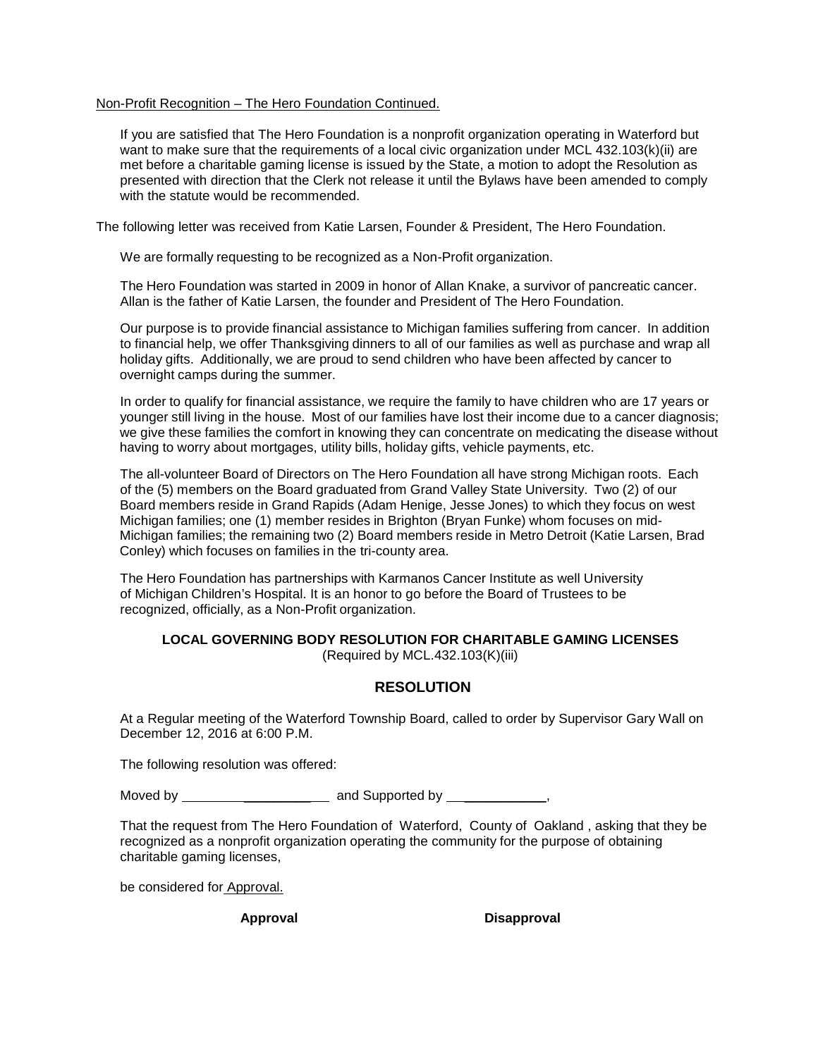Non-Profit Recognition – The Hero Foundation Continued.

If you are satisfied that The Hero Foundation is a nonprofit organization operating in Waterford but want to make sure that the requirements of a local civic organization under MCL 432.103(k)(ii) are met before a charitable gaming license is issued by the State, a motion to adopt the Resolution as presented with direction that the Clerk not release it until the Bylaws have been amended to comply with the statute would be recommended.

The following letter was received from Katie Larsen, Founder & President, The Hero Foundation.

We are formally requesting to be recognized as a Non-Profit organization.

The Hero Foundation was started in 2009 in honor of Allan Knake, a survivor of pancreatic cancer. Allan is the father of Katie Larsen, the founder and President of The Hero Foundation.

Our purpose is to provide financial assistance to Michigan families suffering from cancer. In addition to financial help, we offer Thanksgiving dinners to all of our families as well as purchase and wrap all holiday gifts. Additionally, we are proud to send children who have been affected by cancer to overnight camps during the summer.

In order to qualify for financial assistance, we require the family to have children who are 17 years or younger still living in the house. Most of our families have lost their income due to a cancer diagnosis; we give these families the comfort in knowing they can concentrate on medicating the disease without having to worry about mortgages, utility bills, holiday gifts, vehicle payments, etc.

The all-volunteer Board of Directors on The Hero Foundation all have strong Michigan roots. Each of the (5) members on the Board graduated from Grand Valley State University. Two (2) of our Board members reside in Grand Rapids (Adam Henige, Jesse Jones) to which they focus on west Michigan families; one (1) member resides in Brighton (Bryan Funke) whom focuses on mid-Michigan families; the remaining two (2) Board members reside in Metro Detroit (Katie Larsen, Brad Conley) which focuses on families in the tri-county area.

The Hero Foundation has partnerships with Karmanos Cancer Institute as well University of Michigan Children's Hospital. It is an honor to go before the Board of Trustees to be recognized, officially, as a Non-Profit organization.

**LOCAL GOVERNING BODY RESOLUTION FOR CHARITABLE GAMING LICENSES**
(Required by MCL.432.103(K)(iii)

## RESOLUTION

At a Regular meeting of the Waterford Township Board, called to order by Supervisor Gary Wall on December 12, 2016 at 6:00 P.M.

The following resolution was offered:

Moved by ____________________ and Supported by ______________,

That the request from The Hero Foundation of Waterford, County of Oakland , asking that they be recognized as a nonprofit organization operating the community for the purpose of obtaining charitable gaming licenses,

be considered for Approval.

**Approval** **Disapproval**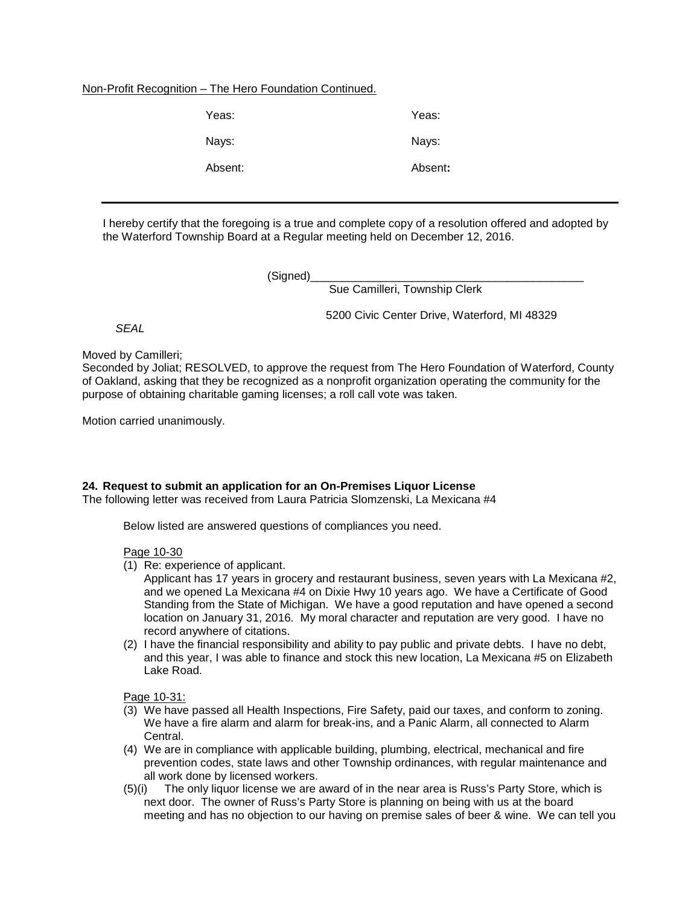Non-Profit Recognition – The Hero Foundation Continued.

| Yeas: | Yeas: |
|---|---|
| Nays: | Nays: |
| Absent: | Absent**:** |

---

I hereby certify that the foregoing is a true and complete copy of a resolution offered and adopted by the Waterford Township Board at a Regular meeting held on December 12, 2016.

(Signed)_____________________________________________
Sue Camilleri, Township Clerk

5200 Civic Center Drive, Waterford, MI 48329

*SEAL*

Moved by Camilleri;
Seconded by Joliat; RESOLVED, to approve the request from The Hero Foundation of Waterford, County of Oakland, asking that they be recognized as a nonprofit organization operating the community for the purpose of obtaining charitable gaming licenses; a roll call vote was taken.

Motion carried unanimously.

**24. Request to submit an application for an On-Premises Liquor License**
The following letter was received from Laura Patricia Slomzenski, La Mexicana #4

Below listed are answered questions of compliances you need.

Page 10-30
(1) Re: experience of applicant.
Applicant has 17 years in grocery and restaurant business, seven years with La Mexicana #2, and we opened La Mexicana #4 on Dixie Hwy 10 years ago. We have a Certificate of Good Standing from the State of Michigan. We have a good reputation and have opened a second location on January 31, 2016. My moral character and reputation are very good. I have no record anywhere of citations.
(2) I have the financial responsibility and ability to pay public and private debts. I have no debt, and this year, I was able to finance and stock this new location, La Mexicana #5 on Elizabeth Lake Road.

Page 10-31:
(3) We have passed all Health Inspections, Fire Safety, paid our taxes, and conform to zoning. We have a fire alarm and alarm for break-ins, and a Panic Alarm, all connected to Alarm Central.
(4) We are in compliance with applicable building, plumbing, electrical, mechanical and fire prevention codes, state laws and other Township ordinances, with regular maintenance and all work done by licensed workers.
(5)(i) The only liquor license we are award of in the near area is Russ's Party Store, which is next door. The owner of Russ's Party Store is planning on being with us at the board meeting and has no objection to our having on premise sales of beer & wine. We can tell you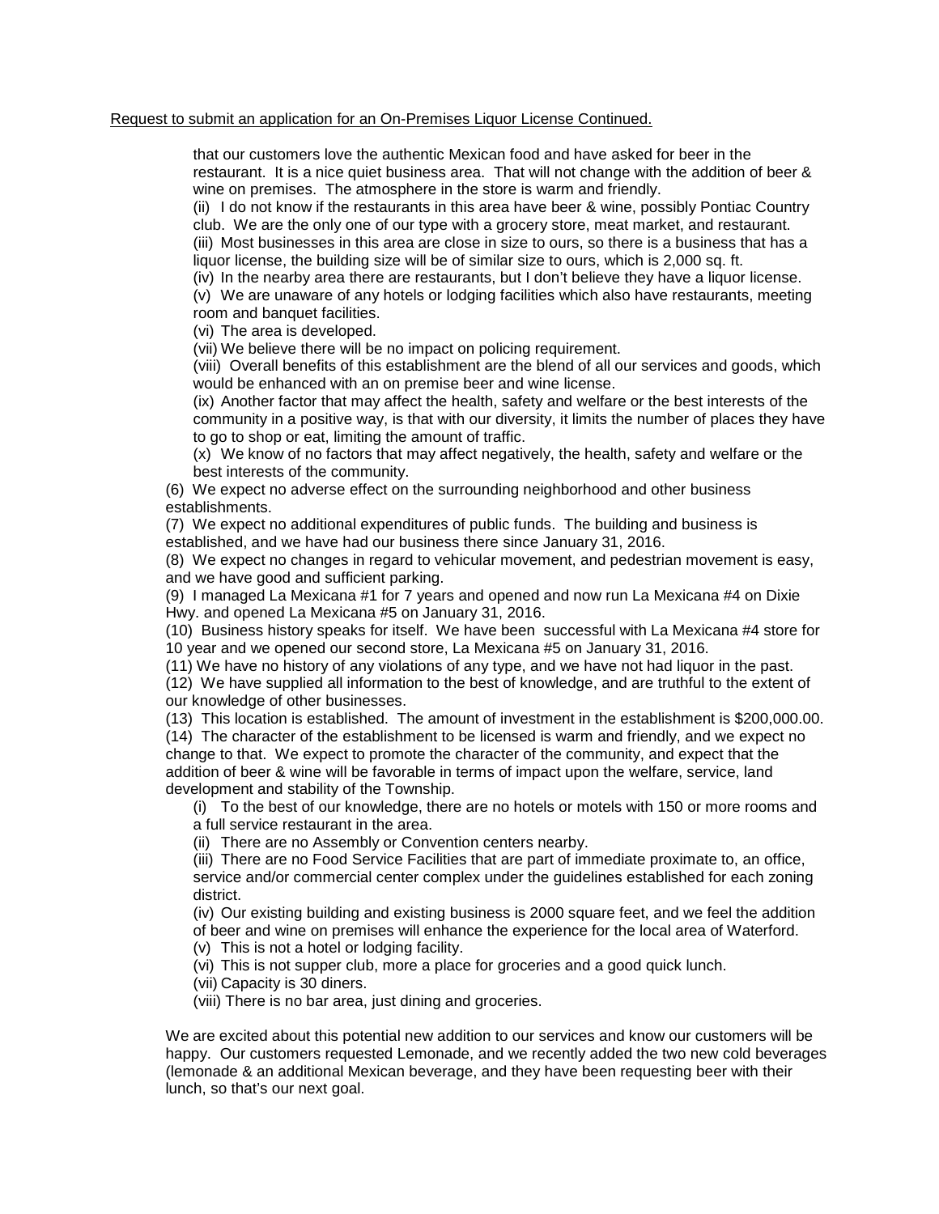Request to submit an application for an On-Premises Liquor License Continued.

that our customers love the authentic Mexican food and have asked for beer in the restaurant. It is a nice quiet business area. That will not change with the addition of beer & wine on premises. The atmosphere in the store is warm and friendly.

(ii) I do not know if the restaurants in this area have beer & wine, possibly Pontiac Country club. We are the only one of our type with a grocery store, meat market, and restaurant.

(iii) Most businesses in this area are close in size to ours, so there is a business that has a liquor license, the building size will be of similar size to ours, which is 2,000 sq. ft.

(iv) In the nearby area there are restaurants, but I don't believe they have a liquor license.

(v) We are unaware of any hotels or lodging facilities which also have restaurants, meeting room and banquet facilities.

(vi) The area is developed.

(vii) We believe there will be no impact on policing requirement.

(viii) Overall benefits of this establishment are the blend of all our services and goods, which would be enhanced with an on premise beer and wine license.

(ix) Another factor that may affect the health, safety and welfare or the best interests of the community in a positive way, is that with our diversity, it limits the number of places they have to go to shop or eat, limiting the amount of traffic.

(x) We know of no factors that may affect negatively, the health, safety and welfare or the best interests of the community.

(6) We expect no adverse effect on the surrounding neighborhood and other business establishments.

(7) We expect no additional expenditures of public funds. The building and business is established, and we have had our business there since January 31, 2016.

(8) We expect no changes in regard to vehicular movement, and pedestrian movement is easy, and we have good and sufficient parking.

(9) I managed La Mexicana #1 for 7 years and opened and now run La Mexicana #4 on Dixie Hwy. and opened La Mexicana #5 on January 31, 2016.

(10) Business history speaks for itself. We have been successful with La Mexicana #4 store for 10 year and we opened our second store, La Mexicana #5 on January 31, 2016.

(11) We have no history of any violations of any type, and we have not had liquor in the past.

(12) We have supplied all information to the best of knowledge, and are truthful to the extent of our knowledge of other businesses.

(13) This location is established. The amount of investment in the establishment is $200,000.00.

(14) The character of the establishment to be licensed is warm and friendly, and we expect no change to that. We expect to promote the character of the community, and expect that the addition of beer & wine will be favorable in terms of impact upon the welfare, service, land development and stability of the Township.

(i) To the best of our knowledge, there are no hotels or motels with 150 or more rooms and a full service restaurant in the area.

(ii) There are no Assembly or Convention centers nearby.

(iii) There are no Food Service Facilities that are part of immediate proximate to, an office, service and/or commercial center complex under the guidelines established for each zoning district.

(iv) Our existing building and existing business is 2000 square feet, and we feel the addition of beer and wine on premises will enhance the experience for the local area of Waterford.

(v) This is not a hotel or lodging facility.

(vi) This is not supper club, more a place for groceries and a good quick lunch.

(vii) Capacity is 30 diners.

(viii) There is no bar area, just dining and groceries.

We are excited about this potential new addition to our services and know our customers will be happy. Our customers requested Lemonade, and we recently added the two new cold beverages (lemonade & an additional Mexican beverage, and they have been requesting beer with their lunch, so that's our next goal.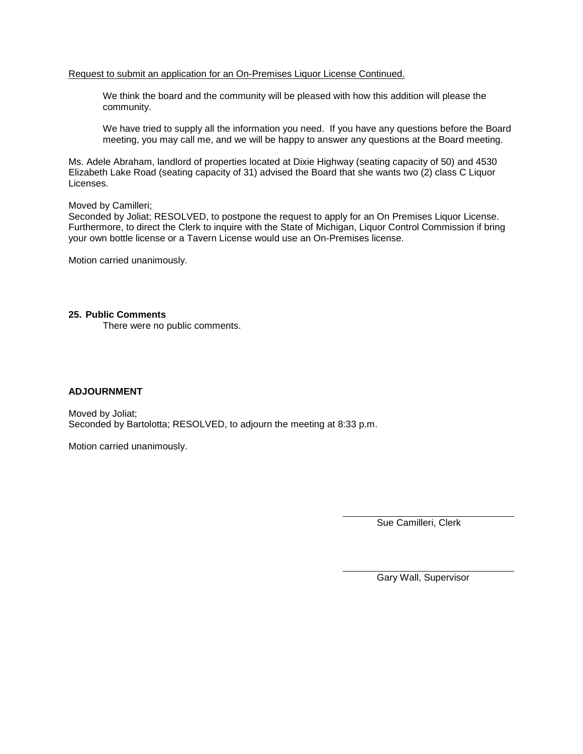Request to submit an application for an On-Premises Liquor License Continued.

> We think the board and the community will be pleased with how this addition will please the community.
>
> We have tried to supply all the information you need. If you have any questions before the Board meeting, you may call me, and we will be happy to answer any questions at the Board meeting.

Ms. Adele Abraham, landlord of properties located at Dixie Highway (seating capacity of 50) and 4530 Elizabeth Lake Road (seating capacity of 31) advised the Board that she wants two (2) class C Liquor Licenses.

Moved by Camilleri;
Seconded by Joliat; RESOLVED, to postpone the request to apply for an On Premises Liquor License. Furthermore, to direct the Clerk to inquire with the State of Michigan, Liquor Control Commission if bring your own bottle license or a Tavern License would use an On-Premises license.

Motion carried unanimously.

**25. Public Comments**

There were no public comments.

**ADJOURNMENT**

Moved by Joliat;
Seconded by Bartolotta; RESOLVED, to adjourn the meeting at 8:33 p.m.

Motion carried unanimously.

Sue Camilleri, Clerk

Gary Wall, Supervisor